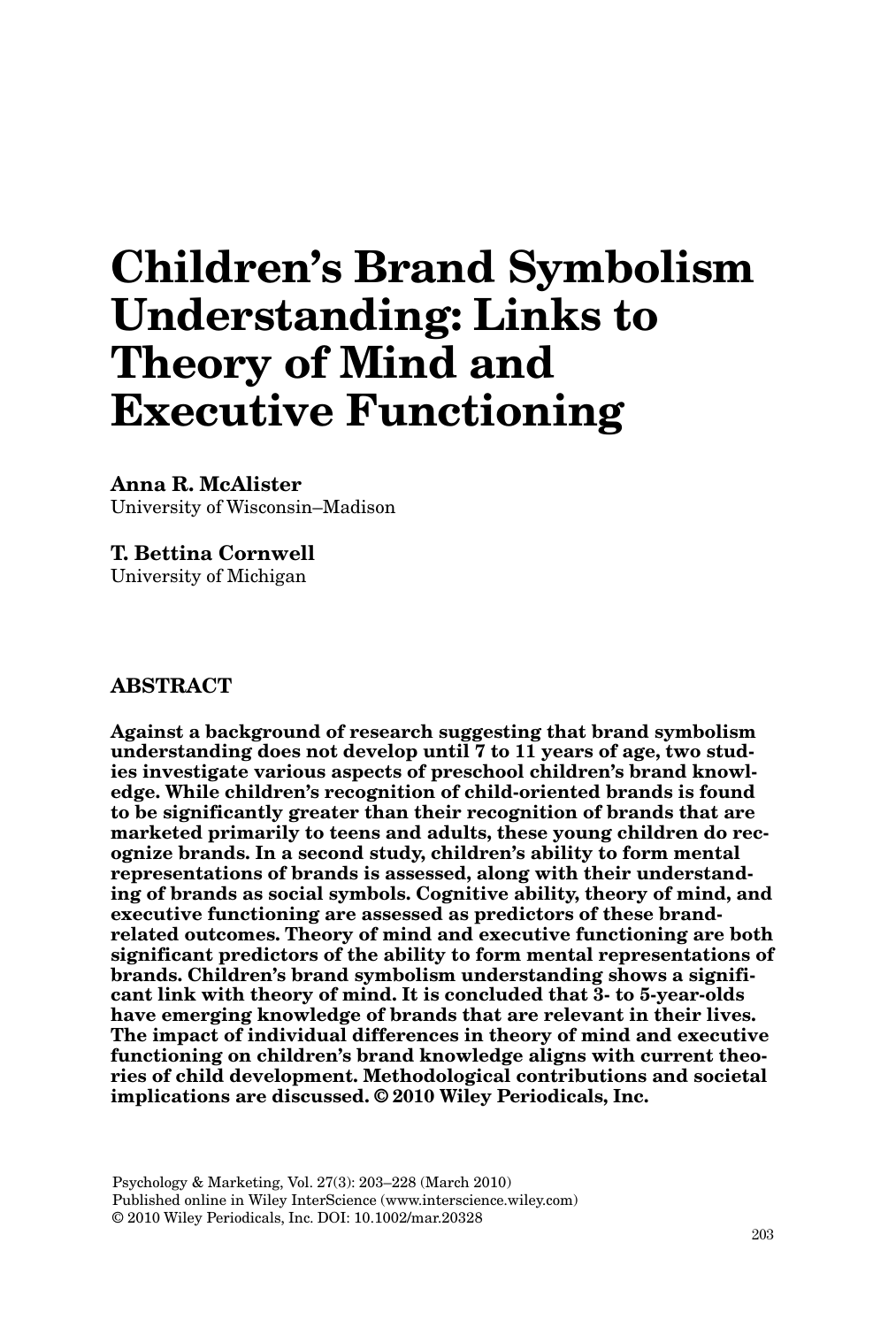# Children's Brand Symbolism Understanding: Links to Theory of Mind and Executive Functioning

**Anna R. McAlister**
University of Wisconsin–Madison

**T. Bettina Cornwell**
University of Michigan

## ABSTRACT

**Against a background of research suggesting that brand symbolism understanding does not develop until 7 to 11 years of age, two studies investigate various aspects of preschool children's brand knowledge. While children's recognition of child-oriented brands is found to be significantly greater than their recognition of brands that are marketed primarily to teens and adults, these young children do recognize brands. In a second study, children's ability to form mental representations of brands is assessed, along with their understanding of brands as social symbols. Cognitive ability, theory of mind, and executive functioning are assessed as predictors of these brand-related outcomes. Theory of mind and executive functioning are both significant predictors of the ability to form mental representations of brands. Children's brand symbolism understanding shows a significant link with theory of mind. It is concluded that 3- to 5-year-olds have emerging knowledge of brands that are relevant in their lives. The impact of individual differences in theory of mind and executive functioning on children's brand knowledge aligns with current theories of child development. Methodological contributions and societal implications are discussed. © 2010 Wiley Periodicals, Inc.**

Psychology & Marketing, Vol. 27(3): 203–228 (March 2010)
Published online in Wiley InterScience (www.interscience.wiley.com)
© 2010 Wiley Periodicals, Inc. DOI: 10.1002/mar.20328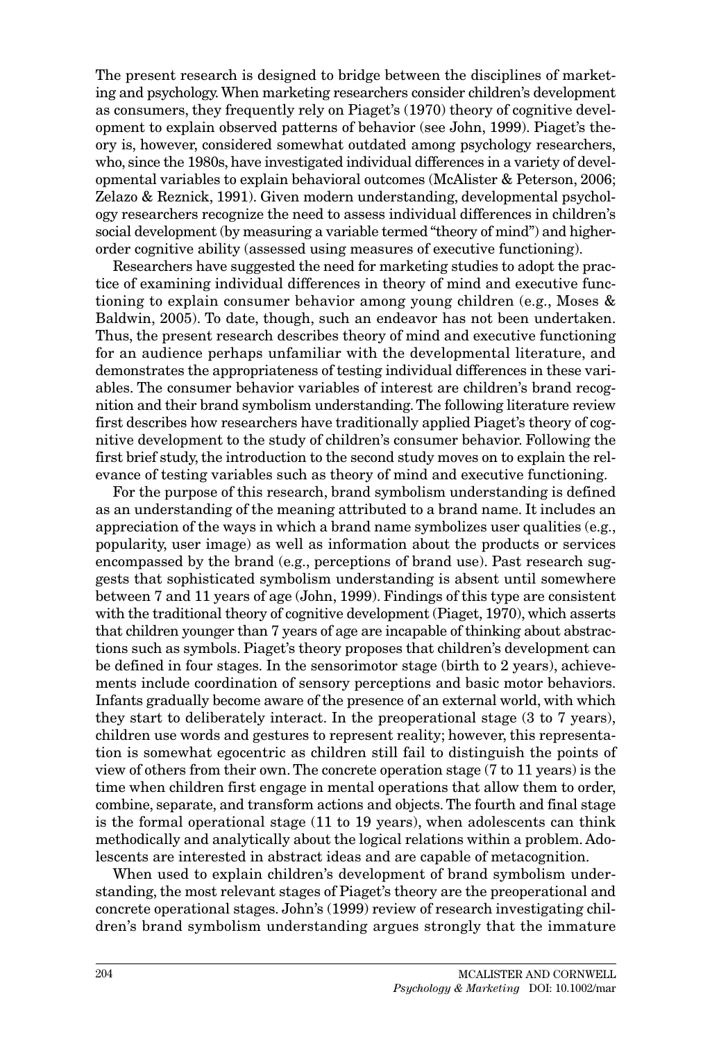The present research is designed to bridge between the disciplines of marketing and psychology. When marketing researchers consider children's development as consumers, they frequently rely on Piaget's (1970) theory of cognitive development to explain observed patterns of behavior (see John, 1999). Piaget's theory is, however, considered somewhat outdated among psychology researchers, who, since the 1980s, have investigated individual differences in a variety of developmental variables to explain behavioral outcomes (McAlister & Peterson, 2006; Zelazo & Reznick, 1991). Given modern understanding, developmental psychology researchers recognize the need to assess individual differences in children's social development (by measuring a variable termed "theory of mind") and higher-order cognitive ability (assessed using measures of executive functioning).

Researchers have suggested the need for marketing studies to adopt the practice of examining individual differences in theory of mind and executive functioning to explain consumer behavior among young children (e.g., Moses & Baldwin, 2005). To date, though, such an endeavor has not been undertaken. Thus, the present research describes theory of mind and executive functioning for an audience perhaps unfamiliar with the developmental literature, and demonstrates the appropriateness of testing individual differences in these variables. The consumer behavior variables of interest are children's brand recognition and their brand symbolism understanding. The following literature review first describes how researchers have traditionally applied Piaget's theory of cognitive development to the study of children's consumer behavior. Following the first brief study, the introduction to the second study moves on to explain the relevance of testing variables such as theory of mind and executive functioning.

For the purpose of this research, brand symbolism understanding is defined as an understanding of the meaning attributed to a brand name. It includes an appreciation of the ways in which a brand name symbolizes user qualities (e.g., popularity, user image) as well as information about the products or services encompassed by the brand (e.g., perceptions of brand use). Past research suggests that sophisticated symbolism understanding is absent until somewhere between 7 and 11 years of age (John, 1999). Findings of this type are consistent with the traditional theory of cognitive development (Piaget, 1970), which asserts that children younger than 7 years of age are incapable of thinking about abstractions such as symbols. Piaget's theory proposes that children's development can be defined in four stages. In the sensorimotor stage (birth to 2 years), achievements include coordination of sensory perceptions and basic motor behaviors. Infants gradually become aware of the presence of an external world, with which they start to deliberately interact. In the preoperational stage (3 to 7 years), children use words and gestures to represent reality; however, this representation is somewhat egocentric as children still fail to distinguish the points of view of others from their own. The concrete operation stage (7 to 11 years) is the time when children first engage in mental operations that allow them to order, combine, separate, and transform actions and objects. The fourth and final stage is the formal operational stage (11 to 19 years), when adolescents can think methodically and analytically about the logical relations within a problem. Adolescents are interested in abstract ideas and are capable of metacognition.

When used to explain children's development of brand symbolism understanding, the most relevant stages of Piaget's theory are the preoperational and concrete operational stages. John's (1999) review of research investigating children's brand symbolism understanding argues strongly that the immature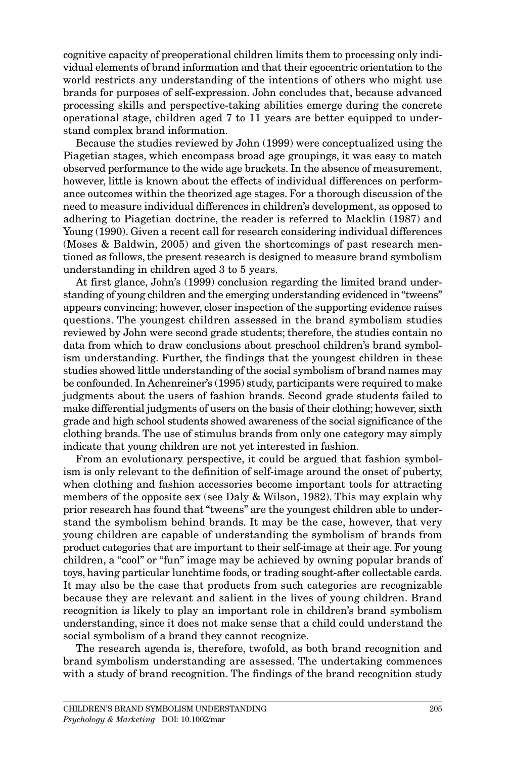cognitive capacity of preoperational children limits them to processing only individual elements of brand information and that their egocentric orientation to the world restricts any understanding of the intentions of others who might use brands for purposes of self-expression. John concludes that, because advanced processing skills and perspective-taking abilities emerge during the concrete operational stage, children aged 7 to 11 years are better equipped to understand complex brand information.

Because the studies reviewed by John (1999) were conceptualized using the Piagetian stages, which encompass broad age groupings, it was easy to match observed performance to the wide age brackets. In the absence of measurement, however, little is known about the effects of individual differences on performance outcomes within the theorized age stages. For a thorough discussion of the need to measure individual differences in children's development, as opposed to adhering to Piagetian doctrine, the reader is referred to Macklin (1987) and Young (1990). Given a recent call for research considering individual differences (Moses & Baldwin, 2005) and given the shortcomings of past research mentioned as follows, the present research is designed to measure brand symbolism understanding in children aged 3 to 5 years.

At first glance, John's (1999) conclusion regarding the limited brand understanding of young children and the emerging understanding evidenced in "tweens" appears convincing; however, closer inspection of the supporting evidence raises questions. The youngest children assessed in the brand symbolism studies reviewed by John were second grade students; therefore, the studies contain no data from which to draw conclusions about preschool children's brand symbolism understanding. Further, the findings that the youngest children in these studies showed little understanding of the social symbolism of brand names may be confounded. In Achenreiner's (1995) study, participants were required to make judgments about the users of fashion brands. Second grade students failed to make differential judgments of users on the basis of their clothing; however, sixth grade and high school students showed awareness of the social significance of the clothing brands. The use of stimulus brands from only one category may simply indicate that young children are not yet interested in fashion.

From an evolutionary perspective, it could be argued that fashion symbolism is only relevant to the definition of self-image around the onset of puberty, when clothing and fashion accessories become important tools for attracting members of the opposite sex (see Daly & Wilson, 1982). This may explain why prior research has found that "tweens" are the youngest children able to understand the symbolism behind brands. It may be the case, however, that very young children are capable of understanding the symbolism of brands from product categories that are important to their self-image at their age. For young children, a "cool" or "fun" image may be achieved by owning popular brands of toys, having particular lunchtime foods, or trading sought-after collectable cards. It may also be the case that products from such categories are recognizable because they are relevant and salient in the lives of young children. Brand recognition is likely to play an important role in children's brand symbolism understanding, since it does not make sense that a child could understand the social symbolism of a brand they cannot recognize.

The research agenda is, therefore, twofold, as both brand recognition and brand symbolism understanding are assessed. The undertaking commences with a study of brand recognition. The findings of the brand recognition study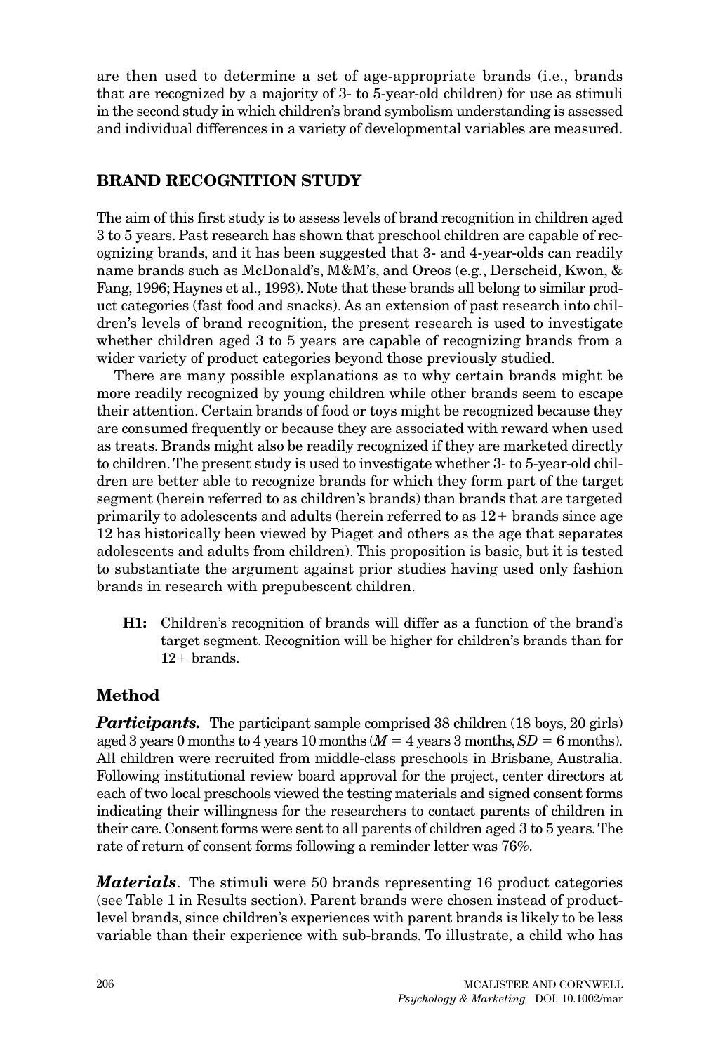are then used to determine a set of age-appropriate brands (i.e., brands that are recognized by a majority of 3- to 5-year-old children) for use as stimuli in the second study in which children's brand symbolism understanding is assessed and individual differences in a variety of developmental variables are measured.

## BRAND RECOGNITION STUDY

The aim of this first study is to assess levels of brand recognition in children aged 3 to 5 years. Past research has shown that preschool children are capable of recognizing brands, and it has been suggested that 3- and 4-year-olds can readily name brands such as McDonald's, M&M's, and Oreos (e.g., Derscheid, Kwon, & Fang, 1996; Haynes et al., 1993). Note that these brands all belong to similar product categories (fast food and snacks). As an extension of past research into children's levels of brand recognition, the present research is used to investigate whether children aged 3 to 5 years are capable of recognizing brands from a wider variety of product categories beyond those previously studied.

There are many possible explanations as to why certain brands might be more readily recognized by young children while other brands seem to escape their attention. Certain brands of food or toys might be recognized because they are consumed frequently or because they are associated with reward when used as treats. Brands might also be readily recognized if they are marketed directly to children. The present study is used to investigate whether 3- to 5-year-old children are better able to recognize brands for which they form part of the target segment (herein referred to as children's brands) than brands that are targeted primarily to adolescents and adults (herein referred to as 12+ brands since age 12 has historically been viewed by Piaget and others as the age that separates adolescents and adults from children). This proposition is basic, but it is tested to substantiate the argument against prior studies having used only fashion brands in research with prepubescent children.

**H1:** Children's recognition of brands will differ as a function of the brand's target segment. Recognition will be higher for children's brands than for 12+ brands.

### Method

***Participants.*** The participant sample comprised 38 children (18 boys, 20 girls) aged 3 years 0 months to 4 years 10 months ($M = 4$ years 3 months, $SD = 6$ months). All children were recruited from middle-class preschools in Brisbane, Australia. Following institutional review board approval for the project, center directors at each of two local preschools viewed the testing materials and signed consent forms indicating their willingness for the researchers to contact parents of children in their care. Consent forms were sent to all parents of children aged 3 to 5 years. The rate of return of consent forms following a reminder letter was 76%.

***Materials.*** The stimuli were 50 brands representing 16 product categories (see Table 1 in Results section). Parent brands were chosen instead of product-level brands, since children's experiences with parent brands is likely to be less variable than their experience with sub-brands. To illustrate, a child who has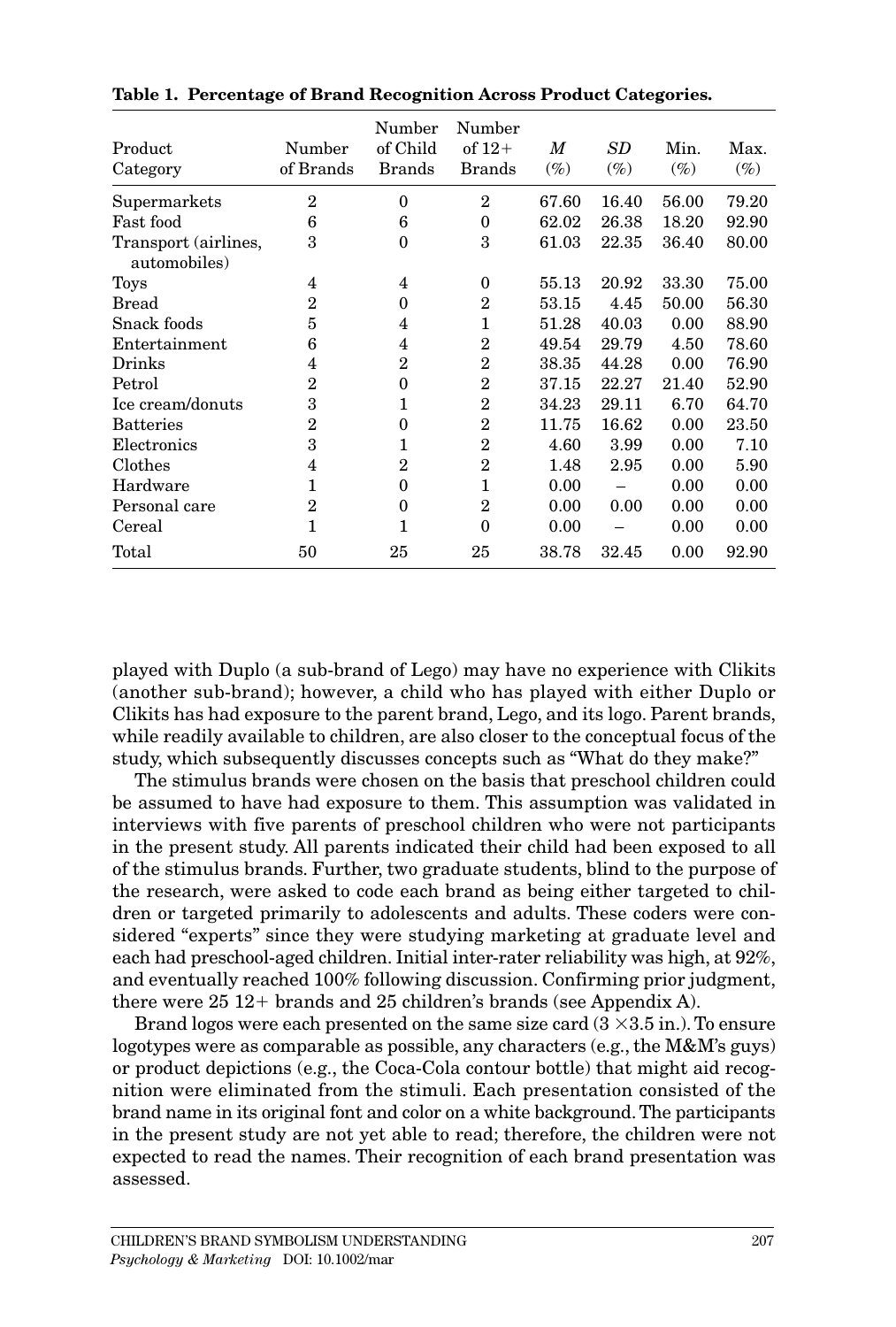**Table 1. Percentage of Brand Recognition Across Product Categories.**

| Product Category | Number of Brands | Number of Child Brands | Number of 12+ Brands | *M* (%) | *SD* (%) | Min. (%) | Max. (%) |
|---|---|---|---|---|---|---|---|
| Supermarkets | 2 | 0 | 2 | 67.60 | 16.40 | 56.00 | 79.20 |
| Fast food | 6 | 6 | 0 | 62.02 | 26.38 | 18.20 | 92.90 |
| Transport (airlines, automobiles) | 3 | 0 | 3 | 61.03 | 22.35 | 36.40 | 80.00 |
| Toys | 4 | 4 | 0 | 55.13 | 20.92 | 33.30 | 75.00 |
| Bread | 2 | 0 | 2 | 53.15 | 4.45 | 50.00 | 56.30 |
| Snack foods | 5 | 4 | 1 | 51.28 | 40.03 | 0.00 | 88.90 |
| Entertainment | 6 | 4 | 2 | 49.54 | 29.79 | 4.50 | 78.60 |
| Drinks | 4 | 2 | 2 | 38.35 | 44.28 | 0.00 | 76.90 |
| Petrol | 2 | 0 | 2 | 37.15 | 22.27 | 21.40 | 52.90 |
| Ice cream/donuts | 3 | 1 | 2 | 34.23 | 29.11 | 6.70 | 64.70 |
| Batteries | 2 | 0 | 2 | 11.75 | 16.62 | 0.00 | 23.50 |
| Electronics | 3 | 1 | 2 | 4.60 | 3.99 | 0.00 | 7.10 |
| Clothes | 4 | 2 | 2 | 1.48 | 2.95 | 0.00 | 5.90 |
| Hardware | 1 | 0 | 1 | 0.00 | – | 0.00 | 0.00 |
| Personal care | 2 | 0 | 2 | 0.00 | 0.00 | 0.00 | 0.00 |
| Cereal | 1 | 1 | 0 | 0.00 | – | 0.00 | 0.00 |
| Total | 50 | 25 | 25 | 38.78 | 32.45 | 0.00 | 92.90 |

played with Duplo (a sub-brand of Lego) may have no experience with Clikits (another sub-brand); however, a child who has played with either Duplo or Clikits has had exposure to the parent brand, Lego, and its logo. Parent brands, while readily available to children, are also closer to the conceptual focus of the study, which subsequently discusses concepts such as "What do they make?"

The stimulus brands were chosen on the basis that preschool children could be assumed to have had exposure to them. This assumption was validated in interviews with five parents of preschool children who were not participants in the present study. All parents indicated their child had been exposed to all of the stimulus brands. Further, two graduate students, blind to the purpose of the research, were asked to code each brand as being either targeted to children or targeted primarily to adolescents and adults. These coders were considered "experts" since they were studying marketing at graduate level and each had preschool-aged children. Initial inter-rater reliability was high, at 92%, and eventually reached 100% following discussion. Confirming prior judgment, there were 25 12+ brands and 25 children's brands (see Appendix A).

Brand logos were each presented on the same size card (3 ×3.5 in.). To ensure logotypes were as comparable as possible, any characters (e.g., the M&M's guys) or product depictions (e.g., the Coca-Cola contour bottle) that might aid recognition were eliminated from the stimuli. Each presentation consisted of the brand name in its original font and color on a white background. The participants in the present study are not yet able to read; therefore, the children were not expected to read the names. Their recognition of each brand presentation was assessed.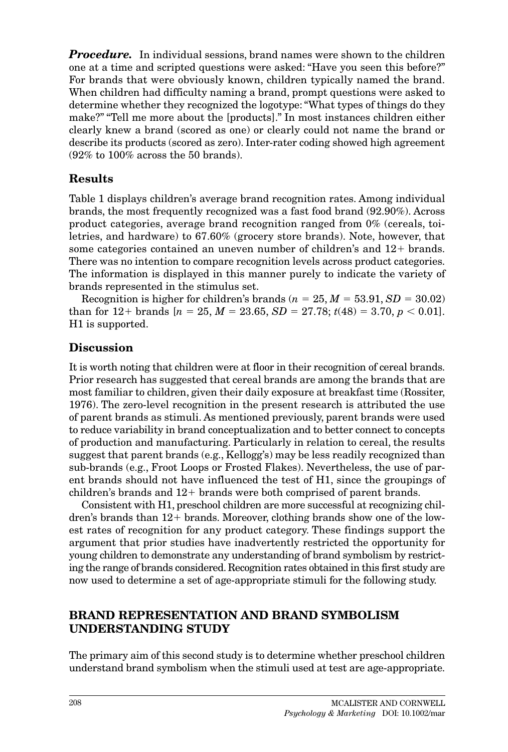***Procedure.*** In individual sessions, brand names were shown to the children one at a time and scripted questions were asked: "Have you seen this before?" For brands that were obviously known, children typically named the brand. When children had difficulty naming a brand, prompt questions were asked to determine whether they recognized the logotype: "What types of things do they make?" "Tell me more about the [products]." In most instances children either clearly knew a brand (scored as one) or clearly could not name the brand or describe its products (scored as zero). Inter-rater coding showed high agreement (92% to 100% across the 50 brands).

## Results

Table 1 displays children's average brand recognition rates. Among individual brands, the most frequently recognized was a fast food brand (92.90%). Across product categories, average brand recognition ranged from 0% (cereals, toiletries, and hardware) to 67.60% (grocery store brands). Note, however, that some categories contained an uneven number of children's and 12+ brands. There was no intention to compare recognition levels across product categories. The information is displayed in this manner purely to indicate the variety of brands represented in the stimulus set.

Recognition is higher for children's brands ($n = 25$, $M = 53.91$, $SD = 30.02$) than for 12+ brands [$n = 25$, $M = 23.65$, $SD = 27.78$; $t(48) = 3.70$, $p < 0.01$]. H1 is supported.

## Discussion

It is worth noting that children were at floor in their recognition of cereal brands. Prior research has suggested that cereal brands are among the brands that are most familiar to children, given their daily exposure at breakfast time (Rossiter, 1976). The zero-level recognition in the present research is attributed the use of parent brands as stimuli. As mentioned previously, parent brands were used to reduce variability in brand conceptualization and to better connect to concepts of production and manufacturing. Particularly in relation to cereal, the results suggest that parent brands (e.g., Kellogg's) may be less readily recognized than sub-brands (e.g., Froot Loops or Frosted Flakes). Nevertheless, the use of parent brands should not have influenced the test of H1, since the groupings of children's brands and 12+ brands were both comprised of parent brands.

Consistent with H1, preschool children are more successful at recognizing children's brands than 12+ brands. Moreover, clothing brands show one of the lowest rates of recognition for any product category. These findings support the argument that prior studies have inadvertently restricted the opportunity for young children to demonstrate any understanding of brand symbolism by restricting the range of brands considered. Recognition rates obtained in this first study are now used to determine a set of age-appropriate stimuli for the following study.

## BRAND REPRESENTATION AND BRAND SYMBOLISM UNDERSTANDING STUDY

The primary aim of this second study is to determine whether preschool children understand brand symbolism when the stimuli used at test are age-appropriate.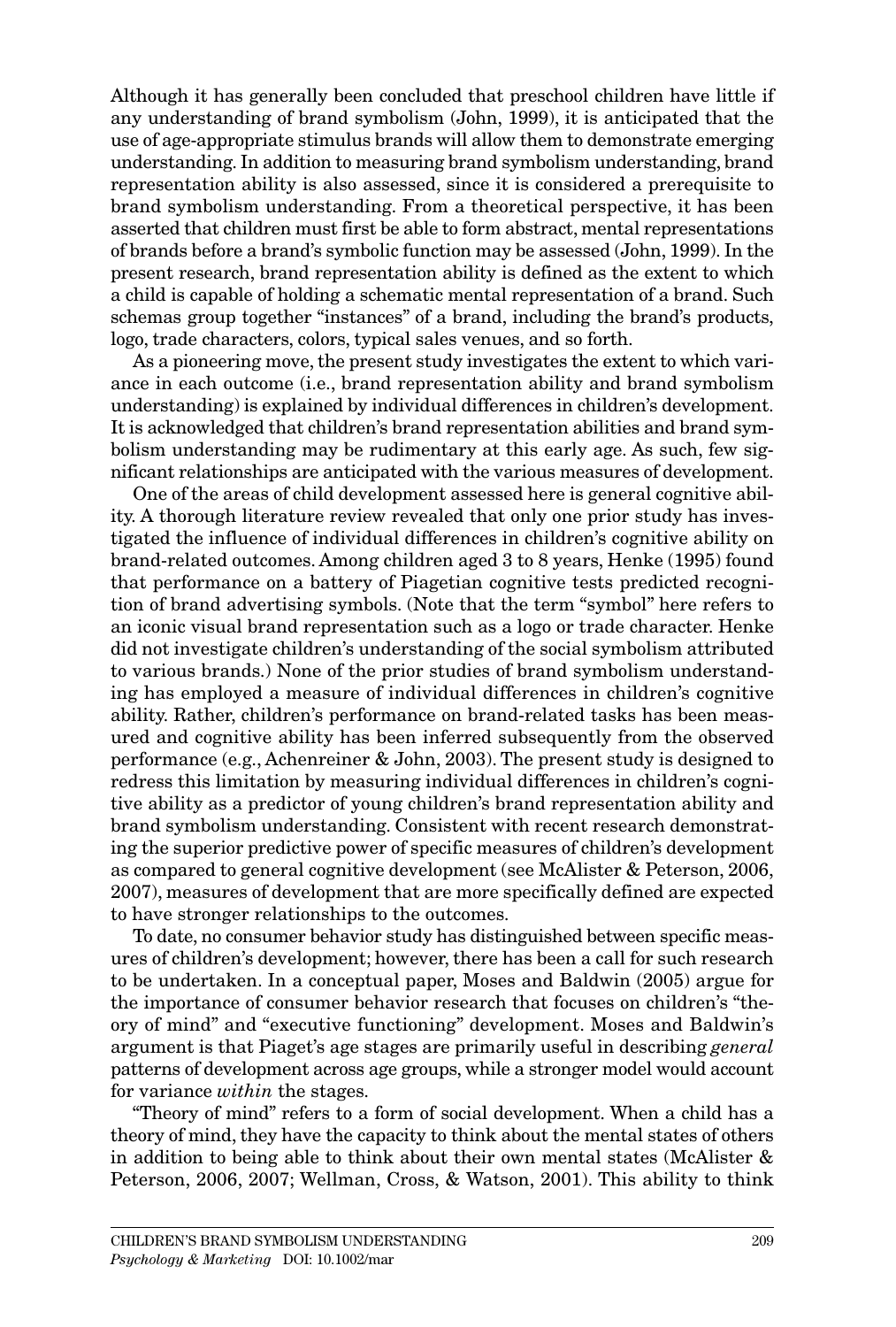Although it has generally been concluded that preschool children have little if any understanding of brand symbolism (John, 1999), it is anticipated that the use of age-appropriate stimulus brands will allow them to demonstrate emerging understanding. In addition to measuring brand symbolism understanding, brand representation ability is also assessed, since it is considered a prerequisite to brand symbolism understanding. From a theoretical perspective, it has been asserted that children must first be able to form abstract, mental representations of brands before a brand's symbolic function may be assessed (John, 1999). In the present research, brand representation ability is defined as the extent to which a child is capable of holding a schematic mental representation of a brand. Such schemas group together "instances" of a brand, including the brand's products, logo, trade characters, colors, typical sales venues, and so forth.

As a pioneering move, the present study investigates the extent to which variance in each outcome (i.e., brand representation ability and brand symbolism understanding) is explained by individual differences in children's development. It is acknowledged that children's brand representation abilities and brand symbolism understanding may be rudimentary at this early age. As such, few significant relationships are anticipated with the various measures of development.

One of the areas of child development assessed here is general cognitive ability. A thorough literature review revealed that only one prior study has investigated the influence of individual differences in children's cognitive ability on brand-related outcomes. Among children aged 3 to 8 years, Henke (1995) found that performance on a battery of Piagetian cognitive tests predicted recognition of brand advertising symbols. (Note that the term "symbol" here refers to an iconic visual brand representation such as a logo or trade character. Henke did not investigate children's understanding of the social symbolism attributed to various brands.) None of the prior studies of brand symbolism understanding has employed a measure of individual differences in children's cognitive ability. Rather, children's performance on brand-related tasks has been measured and cognitive ability has been inferred subsequently from the observed performance (e.g., Achenreiner & John, 2003). The present study is designed to redress this limitation by measuring individual differences in children's cognitive ability as a predictor of young children's brand representation ability and brand symbolism understanding. Consistent with recent research demonstrating the superior predictive power of specific measures of children's development as compared to general cognitive development (see McAlister & Peterson, 2006, 2007), measures of development that are more specifically defined are expected to have stronger relationships to the outcomes.

To date, no consumer behavior study has distinguished between specific measures of children's development; however, there has been a call for such research to be undertaken. In a conceptual paper, Moses and Baldwin (2005) argue for the importance of consumer behavior research that focuses on children's "theory of mind" and "executive functioning" development. Moses and Baldwin's argument is that Piaget's age stages are primarily useful in describing *general* patterns of development across age groups, while a stronger model would account for variance *within* the stages.

"Theory of mind" refers to a form of social development. When a child has a theory of mind, they have the capacity to think about the mental states of others in addition to being able to think about their own mental states (McAlister & Peterson, 2006, 2007; Wellman, Cross, & Watson, 2001). This ability to think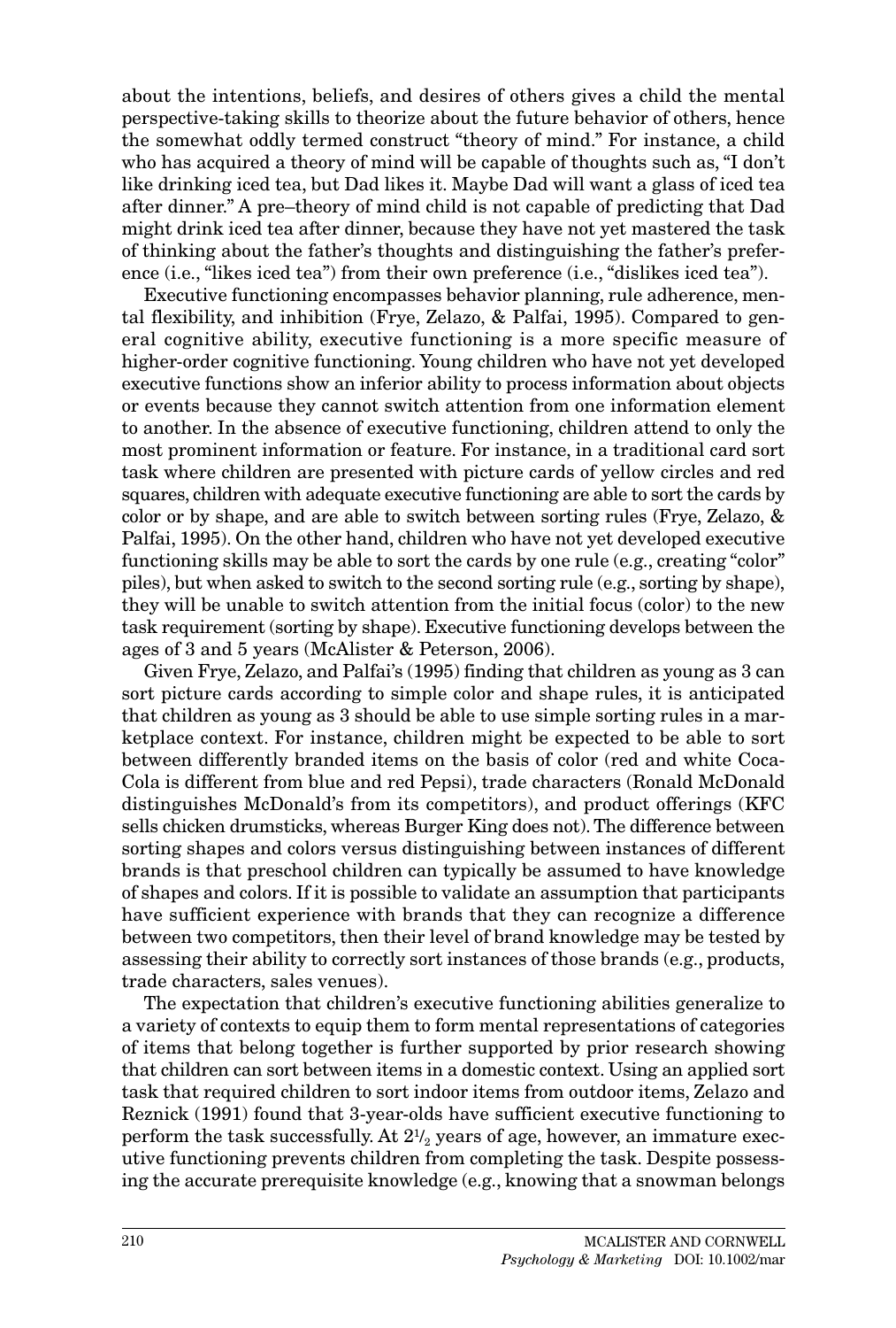about the intentions, beliefs, and desires of others gives a child the mental perspective-taking skills to theorize about the future behavior of others, hence the somewhat oddly termed construct "theory of mind." For instance, a child who has acquired a theory of mind will be capable of thoughts such as, "I don't like drinking iced tea, but Dad likes it. Maybe Dad will want a glass of iced tea after dinner." A pre–theory of mind child is not capable of predicting that Dad might drink iced tea after dinner, because they have not yet mastered the task of thinking about the father's thoughts and distinguishing the father's preference (i.e., "likes iced tea") from their own preference (i.e., "dislikes iced tea").

Executive functioning encompasses behavior planning, rule adherence, mental flexibility, and inhibition (Frye, Zelazo, & Palfai, 1995). Compared to general cognitive ability, executive functioning is a more specific measure of higher-order cognitive functioning. Young children who have not yet developed executive functions show an inferior ability to process information about objects or events because they cannot switch attention from one information element to another. In the absence of executive functioning, children attend to only the most prominent information or feature. For instance, in a traditional card sort task where children are presented with picture cards of yellow circles and red squares, children with adequate executive functioning are able to sort the cards by color or by shape, and are able to switch between sorting rules (Frye, Zelazo, & Palfai, 1995). On the other hand, children who have not yet developed executive functioning skills may be able to sort the cards by one rule (e.g., creating "color" piles), but when asked to switch to the second sorting rule (e.g., sorting by shape), they will be unable to switch attention from the initial focus (color) to the new task requirement (sorting by shape). Executive functioning develops between the ages of 3 and 5 years (McAlister & Peterson, 2006).

Given Frye, Zelazo, and Palfai's (1995) finding that children as young as 3 can sort picture cards according to simple color and shape rules, it is anticipated that children as young as 3 should be able to use simple sorting rules in a marketplace context. For instance, children might be expected to be able to sort between differently branded items on the basis of color (red and white Coca-Cola is different from blue and red Pepsi), trade characters (Ronald McDonald distinguishes McDonald's from its competitors), and product offerings (KFC sells chicken drumsticks, whereas Burger King does not). The difference between sorting shapes and colors versus distinguishing between instances of different brands is that preschool children can typically be assumed to have knowledge of shapes and colors. If it is possible to validate an assumption that participants have sufficient experience with brands that they can recognize a difference between two competitors, then their level of brand knowledge may be tested by assessing their ability to correctly sort instances of those brands (e.g., products, trade characters, sales venues).

The expectation that children's executive functioning abilities generalize to a variety of contexts to equip them to form mental representations of categories of items that belong together is further supported by prior research showing that children can sort between items in a domestic context. Using an applied sort task that required children to sort indoor items from outdoor items, Zelazo and Reznick (1991) found that 3-year-olds have sufficient executive functioning to perform the task successfully. At 2½ years of age, however, an immature executive functioning prevents children from completing the task. Despite possessing the accurate prerequisite knowledge (e.g., knowing that a snowman belongs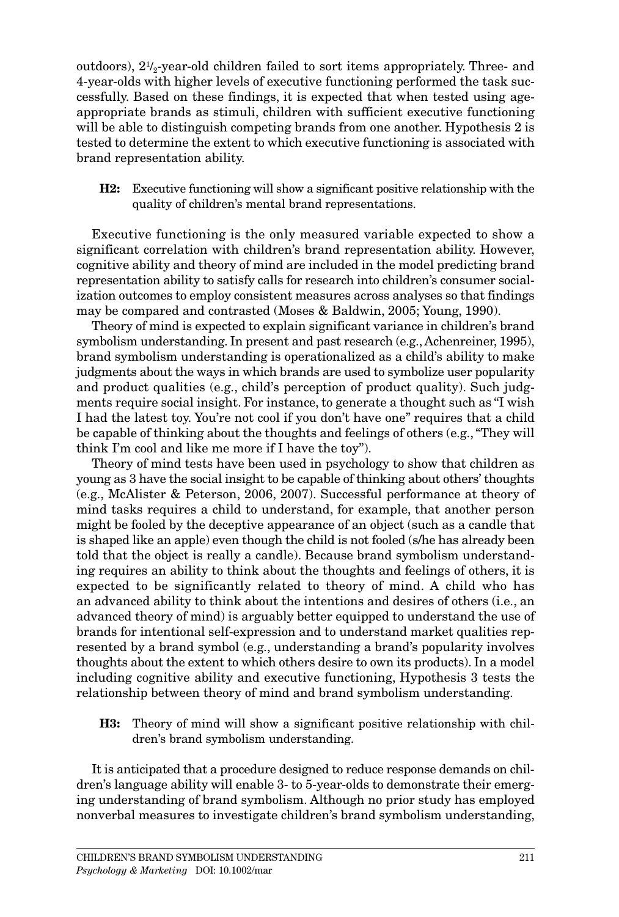outdoors), $2\frac{1}{2}$-year-old children failed to sort items appropriately. Three- and 4-year-olds with higher levels of executive functioning performed the task successfully. Based on these findings, it is expected that when tested using age-appropriate brands as stimuli, children with sufficient executive functioning will be able to distinguish competing brands from one another. Hypothesis 2 is tested to determine the extent to which executive functioning is associated with brand representation ability.

> **H2:** Executive functioning will show a significant positive relationship with the quality of children's mental brand representations.

Executive functioning is the only measured variable expected to show a significant correlation with children's brand representation ability. However, cognitive ability and theory of mind are included in the model predicting brand representation ability to satisfy calls for research into children's consumer socialization outcomes to employ consistent measures across analyses so that findings may be compared and contrasted (Moses & Baldwin, 2005; Young, 1990).

Theory of mind is expected to explain significant variance in children's brand symbolism understanding. In present and past research (e.g., Achenreiner, 1995), brand symbolism understanding is operationalized as a child's ability to make judgments about the ways in which brands are used to symbolize user popularity and product qualities (e.g., child's perception of product quality). Such judgments require social insight. For instance, to generate a thought such as "I wish I had the latest toy. You're not cool if you don't have one" requires that a child be capable of thinking about the thoughts and feelings of others (e.g., "They will think I'm cool and like me more if I have the toy").

Theory of mind tests have been used in psychology to show that children as young as 3 have the social insight to be capable of thinking about others' thoughts (e.g., McAlister & Peterson, 2006, 2007). Successful performance at theory of mind tasks requires a child to understand, for example, that another person might be fooled by the deceptive appearance of an object (such as a candle that is shaped like an apple) even though the child is not fooled (s/he has already been told that the object is really a candle). Because brand symbolism understanding requires an ability to think about the thoughts and feelings of others, it is expected to be significantly related to theory of mind. A child who has an advanced ability to think about the intentions and desires of others (i.e., an advanced theory of mind) is arguably better equipped to understand the use of brands for intentional self-expression and to understand market qualities represented by a brand symbol (e.g., understanding a brand's popularity involves thoughts about the extent to which others desire to own its products). In a model including cognitive ability and executive functioning, Hypothesis 3 tests the relationship between theory of mind and brand symbolism understanding.

> **H3:** Theory of mind will show a significant positive relationship with children's brand symbolism understanding.

It is anticipated that a procedure designed to reduce response demands on children's language ability will enable 3- to 5-year-olds to demonstrate their emerging understanding of brand symbolism. Although no prior study has employed nonverbal measures to investigate children's brand symbolism understanding,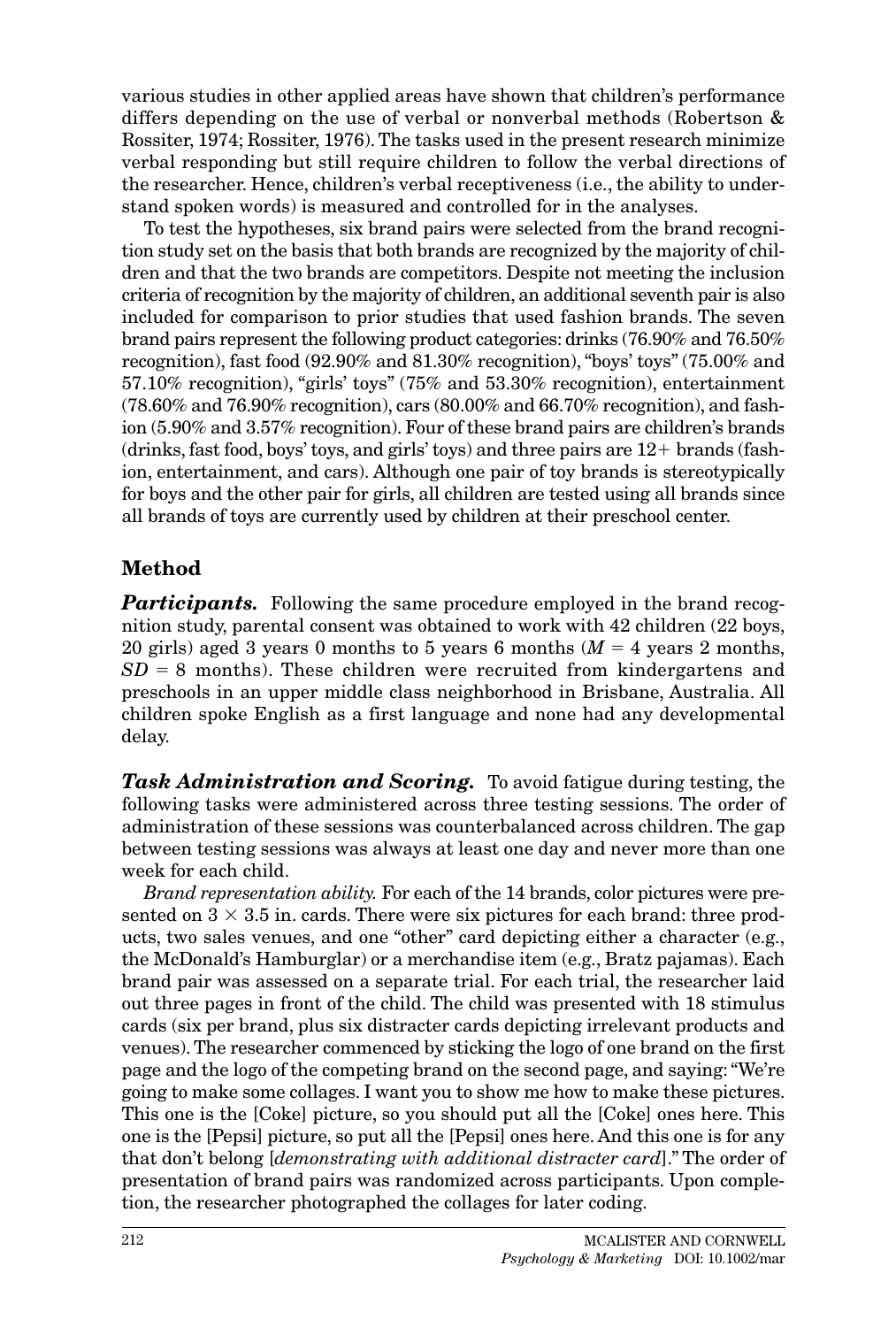various studies in other applied areas have shown that children's performance differs depending on the use of verbal or nonverbal methods (Robertson & Rossiter, 1974; Rossiter, 1976). The tasks used in the present research minimize verbal responding but still require children to follow the verbal directions of the researcher. Hence, children's verbal receptiveness (i.e., the ability to understand spoken words) is measured and controlled for in the analyses.

To test the hypotheses, six brand pairs were selected from the brand recognition study set on the basis that both brands are recognized by the majority of children and that the two brands are competitors. Despite not meeting the inclusion criteria of recognition by the majority of children, an additional seventh pair is also included for comparison to prior studies that used fashion brands. The seven brand pairs represent the following product categories: drinks (76.90% and 76.50% recognition), fast food (92.90% and 81.30% recognition), "boys' toys" (75.00% and 57.10% recognition), "girls' toys" (75% and 53.30% recognition), entertainment (78.60% and 76.90% recognition), cars (80.00% and 66.70% recognition), and fashion (5.90% and 3.57% recognition). Four of these brand pairs are children's brands (drinks, fast food, boys' toys, and girls' toys) and three pairs are 12+ brands (fashion, entertainment, and cars). Although one pair of toy brands is stereotypically for boys and the other pair for girls, all children are tested using all brands since all brands of toys are currently used by children at their preschool center.

## Method

***Participants.*** Following the same procedure employed in the brand recognition study, parental consent was obtained to work with 42 children (22 boys, 20 girls) aged 3 years 0 months to 5 years 6 months ($M$ = 4 years 2 months, $SD$ = 8 months). These children were recruited from kindergartens and preschools in an upper middle class neighborhood in Brisbane, Australia. All children spoke English as a first language and none had any developmental delay.

***Task Administration and Scoring.*** To avoid fatigue during testing, the following tasks were administered across three testing sessions. The order of administration of these sessions was counterbalanced across children. The gap between testing sessions was always at least one day and never more than one week for each child.

*Brand representation ability.* For each of the 14 brands, color pictures were presented on $3 \times 3.5$ in. cards. There were six pictures for each brand: three products, two sales venues, and one "other" card depicting either a character (e.g., the McDonald's Hamburglar) or a merchandise item (e.g., Bratz pajamas). Each brand pair was assessed on a separate trial. For each trial, the researcher laid out three pages in front of the child. The child was presented with 18 stimulus cards (six per brand, plus six distracter cards depicting irrelevant products and venues). The researcher commenced by sticking the logo of one brand on the first page and the logo of the competing brand on the second page, and saying: "We're going to make some collages. I want you to show me how to make these pictures. This one is the [Coke] picture, so you should put all the [Coke] ones here. This one is the [Pepsi] picture, so put all the [Pepsi] ones here. And this one is for any that don't belong [*demonstrating with additional distracter card*]." The order of presentation of brand pairs was randomized across participants. Upon completion, the researcher photographed the collages for later coding.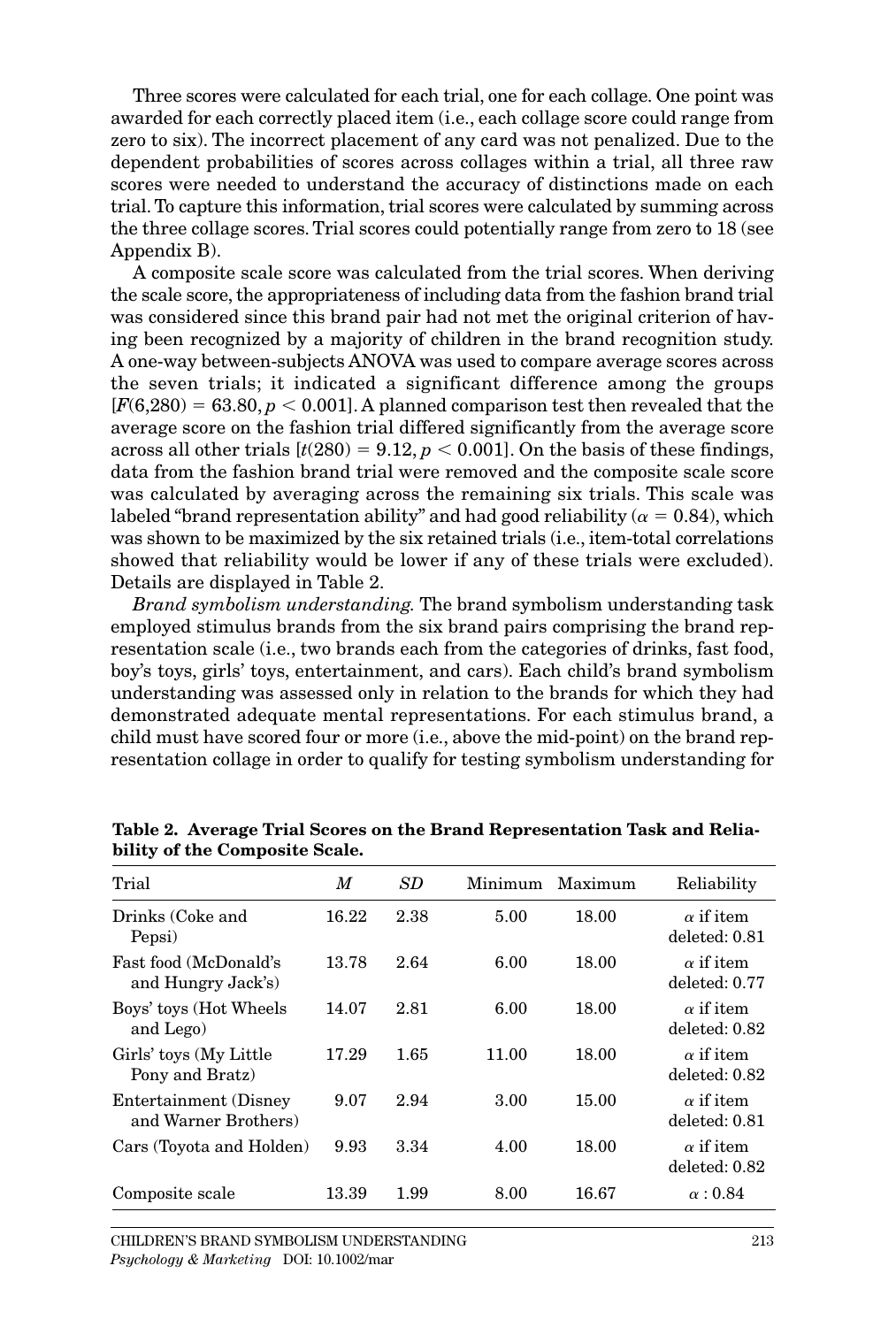Three scores were calculated for each trial, one for each collage. One point was awarded for each correctly placed item (i.e., each collage score could range from zero to six). The incorrect placement of any card was not penalized. Due to the dependent probabilities of scores across collages within a trial, all three raw scores were needed to understand the accuracy of distinctions made on each trial. To capture this information, trial scores were calculated by summing across the three collage scores. Trial scores could potentially range from zero to 18 (see Appendix B).

A composite scale score was calculated from the trial scores. When deriving the scale score, the appropriateness of including data from the fashion brand trial was considered since this brand pair had not met the original criterion of having been recognized by a majority of children in the brand recognition study. A one-way between-subjects ANOVA was used to compare average scores across the seven trials; it indicated a significant difference among the groups [$F(6,280) = 63.80, p < 0.001$]. A planned comparison test then revealed that the average score on the fashion trial differed significantly from the average score across all other trials [$t(280) = 9.12, p < 0.001$]. On the basis of these findings, data from the fashion brand trial were removed and the composite scale score was calculated by averaging across the remaining six trials. This scale was labeled "brand representation ability" and had good reliability ($\alpha = 0.84$), which was shown to be maximized by the six retained trials (i.e., item-total correlations showed that reliability would be lower if any of these trials were excluded). Details are displayed in Table 2.

*Brand symbolism understanding.* The brand symbolism understanding task employed stimulus brands from the six brand pairs comprising the brand representation scale (i.e., two brands each from the categories of drinks, fast food, boy's toys, girls' toys, entertainment, and cars). Each child's brand symbolism understanding was assessed only in relation to the brands for which they had demonstrated adequate mental representations. For each stimulus brand, a child must have scored four or more (i.e., above the mid-point) on the brand representation collage in order to qualify for testing symbolism understanding for

**Table 2. Average Trial Scores on the Brand Representation Task and Reliability of the Composite Scale.**

| Trial | $M$ | $SD$ | Minimum | Maximum | Reliability |
|---|---|---|---|---|---|
| Drinks (Coke and Pepsi) | 16.22 | 2.38 | 5.00 | 18.00 | $\alpha$ if item deleted: 0.81 |
| Fast food (McDonald's and Hungry Jack's) | 13.78 | 2.64 | 6.00 | 18.00 | $\alpha$ if item deleted: 0.77 |
| Boys' toys (Hot Wheels and Lego) | 14.07 | 2.81 | 6.00 | 18.00 | $\alpha$ if item deleted: 0.82 |
| Girls' toys (My Little Pony and Bratz) | 17.29 | 1.65 | 11.00 | 18.00 | $\alpha$ if item deleted: 0.82 |
| Entertainment (Disney and Warner Brothers) | 9.07 | 2.94 | 3.00 | 15.00 | $\alpha$ if item deleted: 0.81 |
| Cars (Toyota and Holden) | 9.93 | 3.34 | 4.00 | 18.00 | $\alpha$ if item deleted: 0.82 |
| Composite scale | 13.39 | 1.99 | 8.00 | 16.67 | $\alpha$ : 0.84 |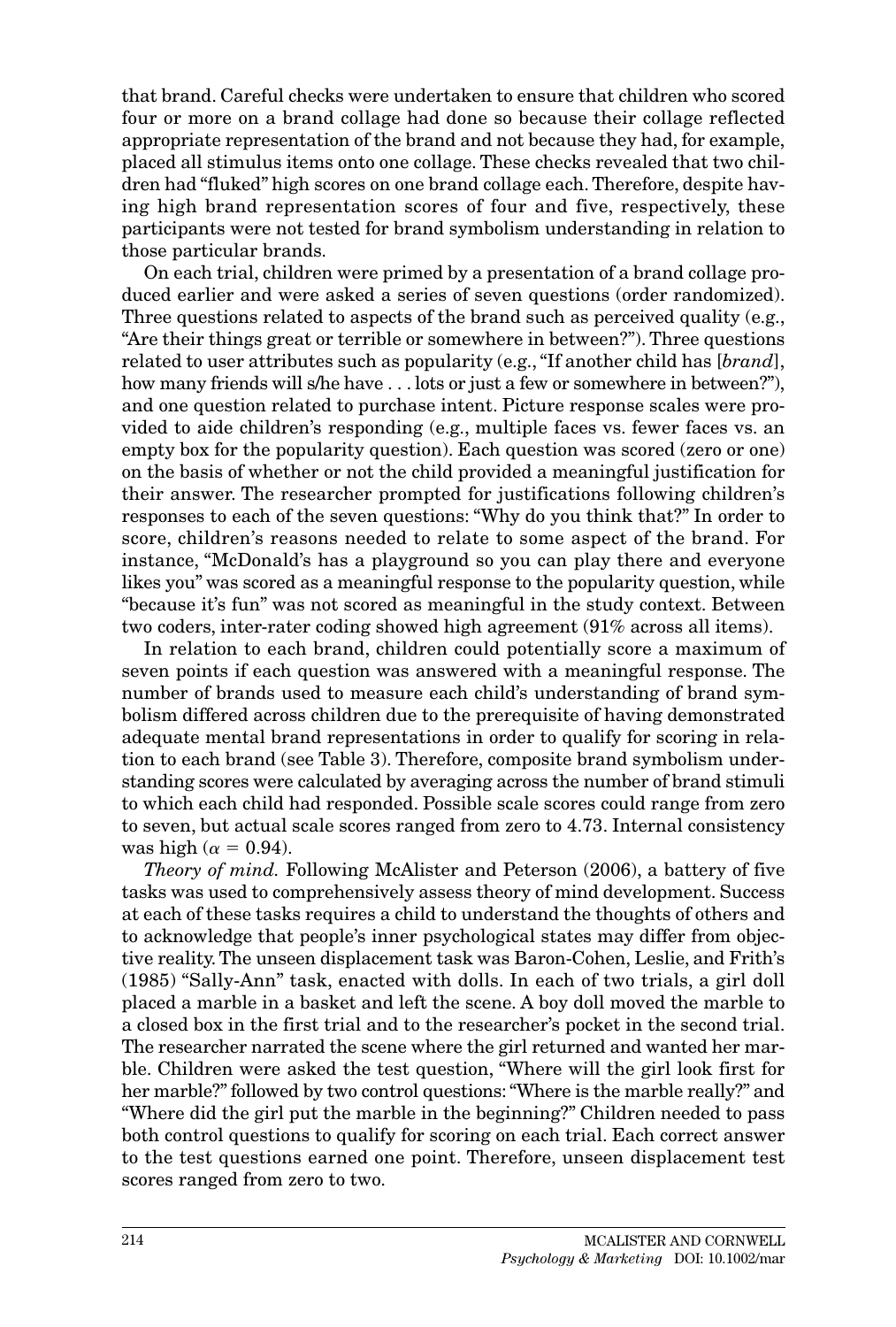that brand. Careful checks were undertaken to ensure that children who scored four or more on a brand collage had done so because their collage reflected appropriate representation of the brand and not because they had, for example, placed all stimulus items onto one collage. These checks revealed that two children had "fluked" high scores on one brand collage each. Therefore, despite having high brand representation scores of four and five, respectively, these participants were not tested for brand symbolism understanding in relation to those particular brands.

On each trial, children were primed by a presentation of a brand collage produced earlier and were asked a series of seven questions (order randomized). Three questions related to aspects of the brand such as perceived quality (e.g., "Are their things great or terrible or somewhere in between?"). Three questions related to user attributes such as popularity (e.g., "If another child has [*brand*], how many friends will s/he have . . . lots or just a few or somewhere in between?"), and one question related to purchase intent. Picture response scales were provided to aide children's responding (e.g., multiple faces vs. fewer faces vs. an empty box for the popularity question). Each question was scored (zero or one) on the basis of whether or not the child provided a meaningful justification for their answer. The researcher prompted for justifications following children's responses to each of the seven questions: "Why do you think that?" In order to score, children's reasons needed to relate to some aspect of the brand. For instance, "McDonald's has a playground so you can play there and everyone likes you" was scored as a meaningful response to the popularity question, while "because it's fun" was not scored as meaningful in the study context. Between two coders, inter-rater coding showed high agreement (91% across all items).

In relation to each brand, children could potentially score a maximum of seven points if each question was answered with a meaningful response. The number of brands used to measure each child's understanding of brand symbolism differed across children due to the prerequisite of having demonstrated adequate mental brand representations in order to qualify for scoring in relation to each brand (see Table 3). Therefore, composite brand symbolism understanding scores were calculated by averaging across the number of brand stimuli to which each child had responded. Possible scale scores could range from zero to seven, but actual scale scores ranged from zero to 4.73. Internal consistency was high ($\alpha = 0.94$).

*Theory of mind.* Following McAlister and Peterson (2006), a battery of five tasks was used to comprehensively assess theory of mind development. Success at each of these tasks requires a child to understand the thoughts of others and to acknowledge that people's inner psychological states may differ from objective reality. The unseen displacement task was Baron-Cohen, Leslie, and Frith's (1985) "Sally-Ann" task, enacted with dolls. In each of two trials, a girl doll placed a marble in a basket and left the scene. A boy doll moved the marble to a closed box in the first trial and to the researcher's pocket in the second trial. The researcher narrated the scene where the girl returned and wanted her marble. Children were asked the test question, "Where will the girl look first for her marble?" followed by two control questions: "Where is the marble really?" and "Where did the girl put the marble in the beginning?" Children needed to pass both control questions to qualify for scoring on each trial. Each correct answer to the test questions earned one point. Therefore, unseen displacement test scores ranged from zero to two.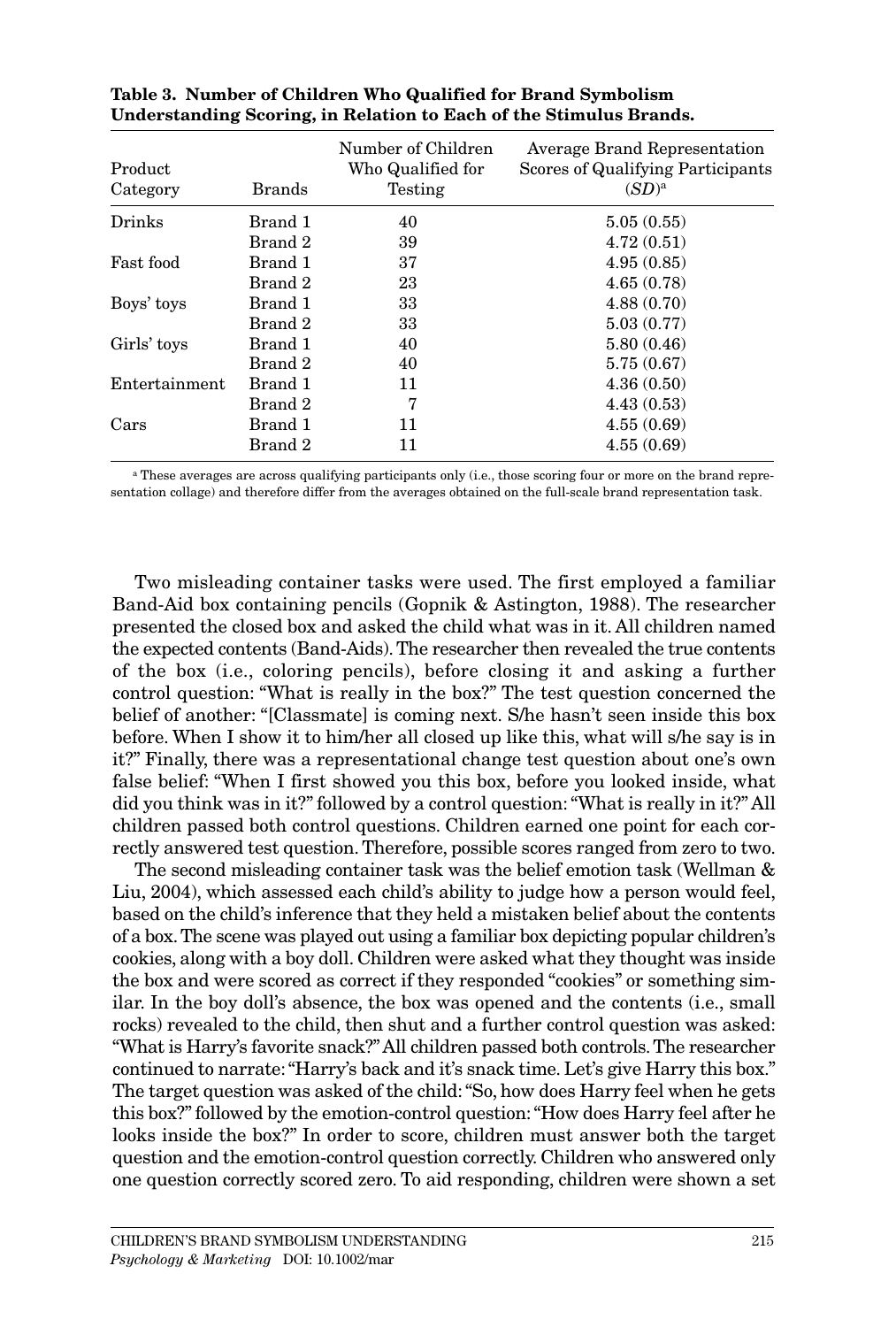**Table 3. Number of Children Who Qualified for Brand Symbolism Understanding Scoring, in Relation to Each of the Stimulus Brands.**

| Product Category | Brands | Number of Children Who Qualified for Testing | Average Brand Representation Scores of Qualifying Participants (*SD*)[a] |
|---|---|---|---|
| Drinks | Brand 1 | 40 | 5.05 (0.55) |
| | Brand 2 | 39 | 4.72 (0.51) |
| Fast food | Brand 1 | 37 | 4.95 (0.85) |
| | Brand 2 | 23 | 4.65 (0.78) |
| Boys' toys | Brand 1 | 33 | 4.88 (0.70) |
| | Brand 2 | 33 | 5.03 (0.77) |
| Girls' toys | Brand 1 | 40 | 5.80 (0.46) |
| | Brand 2 | 40 | 5.75 (0.67) |
| Entertainment | Brand 1 | 11 | 4.36 (0.50) |
| | Brand 2 | 7 | 4.43 (0.53) |
| Cars | Brand 1 | 11 | 4.55 (0.69) |
| | Brand 2 | 11 | 4.55 (0.69) |

[a] These averages are across qualifying participants only (i.e., those scoring four or more on the brand representation collage) and therefore differ from the averages obtained on the full-scale brand representation task.

Two misleading container tasks were used. The first employed a familiar Band-Aid box containing pencils (Gopnik & Astington, 1988). The researcher presented the closed box and asked the child what was in it. All children named the expected contents (Band-Aids). The researcher then revealed the true contents of the box (i.e., coloring pencils), before closing it and asking a further control question: "What is really in the box?" The test question concerned the belief of another: "[Classmate] is coming next. S/he hasn't seen inside this box before. When I show it to him/her all closed up like this, what will s/he say is in it?" Finally, there was a representational change test question about one's own false belief: "When I first showed you this box, before you looked inside, what did you think was in it?" followed by a control question: "What is really in it?" All children passed both control questions. Children earned one point for each correctly answered test question. Therefore, possible scores ranged from zero to two.

The second misleading container task was the belief emotion task (Wellman & Liu, 2004), which assessed each child's ability to judge how a person would feel, based on the child's inference that they held a mistaken belief about the contents of a box. The scene was played out using a familiar box depicting popular children's cookies, along with a boy doll. Children were asked what they thought was inside the box and were scored as correct if they responded "cookies" or something similar. In the boy doll's absence, the box was opened and the contents (i.e., small rocks) revealed to the child, then shut and a further control question was asked: "What is Harry's favorite snack?" All children passed both controls. The researcher continued to narrate: "Harry's back and it's snack time. Let's give Harry this box." The target question was asked of the child: "So, how does Harry feel when he gets this box?" followed by the emotion-control question: "How does Harry feel after he looks inside the box?" In order to score, children must answer both the target question and the emotion-control question correctly. Children who answered only one question correctly scored zero. To aid responding, children were shown a set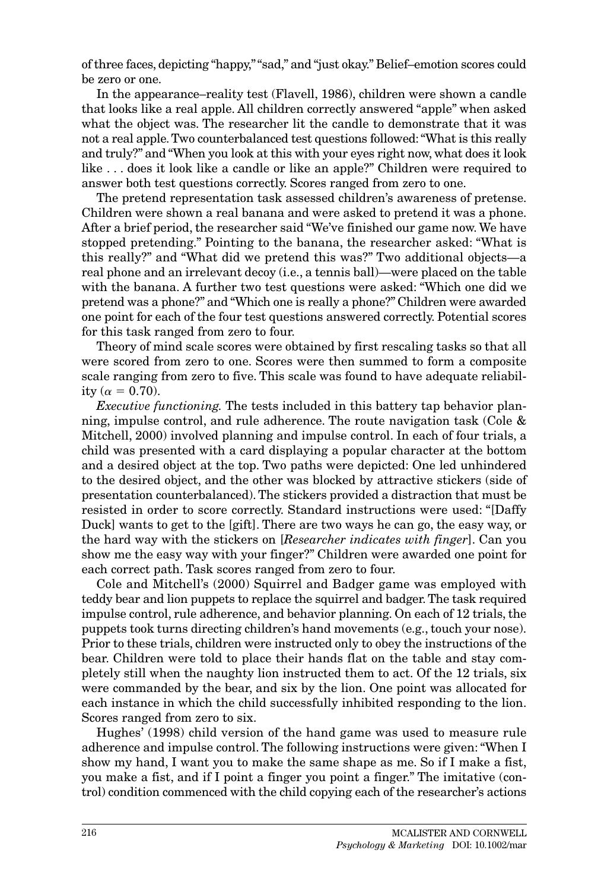of three faces, depicting "happy," "sad," and "just okay." Belief–emotion scores could be zero or one.

In the appearance–reality test (Flavell, 1986), children were shown a candle that looks like a real apple. All children correctly answered "apple" when asked what the object was. The researcher lit the candle to demonstrate that it was not a real apple. Two counterbalanced test questions followed: "What is this really and truly?" and "When you look at this with your eyes right now, what does it look like . . . does it look like a candle or like an apple?" Children were required to answer both test questions correctly. Scores ranged from zero to one.

The pretend representation task assessed children's awareness of pretense. Children were shown a real banana and were asked to pretend it was a phone. After a brief period, the researcher said "We've finished our game now. We have stopped pretending." Pointing to the banana, the researcher asked: "What is this really?" and "What did we pretend this was?" Two additional objects—a real phone and an irrelevant decoy (i.e., a tennis ball)—were placed on the table with the banana. A further two test questions were asked: "Which one did we pretend was a phone?" and "Which one is really a phone?" Children were awarded one point for each of the four test questions answered correctly. Potential scores for this task ranged from zero to four.

Theory of mind scale scores were obtained by first rescaling tasks so that all were scored from zero to one. Scores were then summed to form a composite scale ranging from zero to five. This scale was found to have adequate reliability ($\alpha = 0.70$).

*Executive functioning.* The tests included in this battery tap behavior planning, impulse control, and rule adherence. The route navigation task (Cole & Mitchell, 2000) involved planning and impulse control. In each of four trials, a child was presented with a card displaying a popular character at the bottom and a desired object at the top. Two paths were depicted: One led unhindered to the desired object, and the other was blocked by attractive stickers (side of presentation counterbalanced). The stickers provided a distraction that must be resisted in order to score correctly. Standard instructions were used: "[Daffy Duck] wants to get to the [gift]. There are two ways he can go, the easy way, or the hard way with the stickers on [*Researcher indicates with finger*]. Can you show me the easy way with your finger?" Children were awarded one point for each correct path. Task scores ranged from zero to four.

Cole and Mitchell's (2000) Squirrel and Badger game was employed with teddy bear and lion puppets to replace the squirrel and badger. The task required impulse control, rule adherence, and behavior planning. On each of 12 trials, the puppets took turns directing children's hand movements (e.g., touch your nose). Prior to these trials, children were instructed only to obey the instructions of the bear. Children were told to place their hands flat on the table and stay completely still when the naughty lion instructed them to act. Of the 12 trials, six were commanded by the bear, and six by the lion. One point was allocated for each instance in which the child successfully inhibited responding to the lion. Scores ranged from zero to six.

Hughes' (1998) child version of the hand game was used to measure rule adherence and impulse control. The following instructions were given: "When I show my hand, I want you to make the same shape as me. So if I make a fist, you make a fist, and if I point a finger you point a finger." The imitative (control) condition commenced with the child copying each of the researcher's actions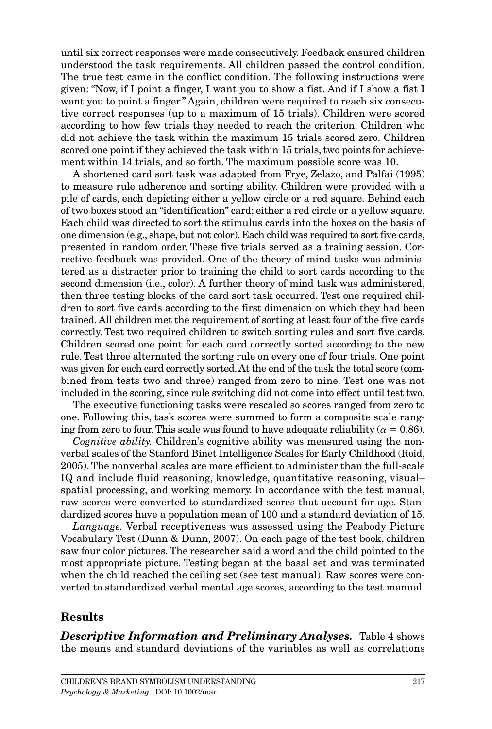until six correct responses were made consecutively. Feedback ensured children understood the task requirements. All children passed the control condition. The true test came in the conflict condition. The following instructions were given: "Now, if I point a finger, I want you to show a fist. And if I show a fist I want you to point a finger." Again, children were required to reach six consecutive correct responses (up to a maximum of 15 trials). Children were scored according to how few trials they needed to reach the criterion. Children who did not achieve the task within the maximum 15 trials scored zero. Children scored one point if they achieved the task within 15 trials, two points for achievement within 14 trials, and so forth. The maximum possible score was 10.

A shortened card sort task was adapted from Frye, Zelazo, and Palfai (1995) to measure rule adherence and sorting ability. Children were provided with a pile of cards, each depicting either a yellow circle or a red square. Behind each of two boxes stood an "identification" card; either a red circle or a yellow square. Each child was directed to sort the stimulus cards into the boxes on the basis of one dimension (e.g., shape, but not color). Each child was required to sort five cards, presented in random order. These five trials served as a training session. Corrective feedback was provided. One of the theory of mind tasks was administered as a distracter prior to training the child to sort cards according to the second dimension (i.e., color). A further theory of mind task was administered, then three testing blocks of the card sort task occurred. Test one required children to sort five cards according to the first dimension on which they had been trained. All children met the requirement of sorting at least four of the five cards correctly. Test two required children to switch sorting rules and sort five cards. Children scored one point for each card correctly sorted according to the new rule. Test three alternated the sorting rule on every one of four trials. One point was given for each card correctly sorted. At the end of the task the total score (combined from tests two and three) ranged from zero to nine. Test one was not included in the scoring, since rule switching did not come into effect until test two.

The executive functioning tasks were rescaled so scores ranged from zero to one. Following this, task scores were summed to form a composite scale ranging from zero to four. This scale was found to have adequate reliability ($\alpha = 0.86$).

*Cognitive ability.* Children's cognitive ability was measured using the nonverbal scales of the Stanford Binet Intelligence Scales for Early Childhood (Roid, 2005). The nonverbal scales are more efficient to administer than the full-scale IQ and include fluid reasoning, knowledge, quantitative reasoning, visual–spatial processing, and working memory. In accordance with the test manual, raw scores were converted to standardized scores that account for age. Standardized scores have a population mean of 100 and a standard deviation of 15.

*Language.* Verbal receptiveness was assessed using the Peabody Picture Vocabulary Test (Dunn & Dunn, 2007). On each page of the test book, children saw four color pictures. The researcher said a word and the child pointed to the most appropriate picture. Testing began at the basal set and was terminated when the child reached the ceiling set (see test manual). Raw scores were converted to standardized verbal mental age scores, according to the test manual.

## Results

***Descriptive Information and Preliminary Analyses.*** Table 4 shows the means and standard deviations of the variables as well as correlations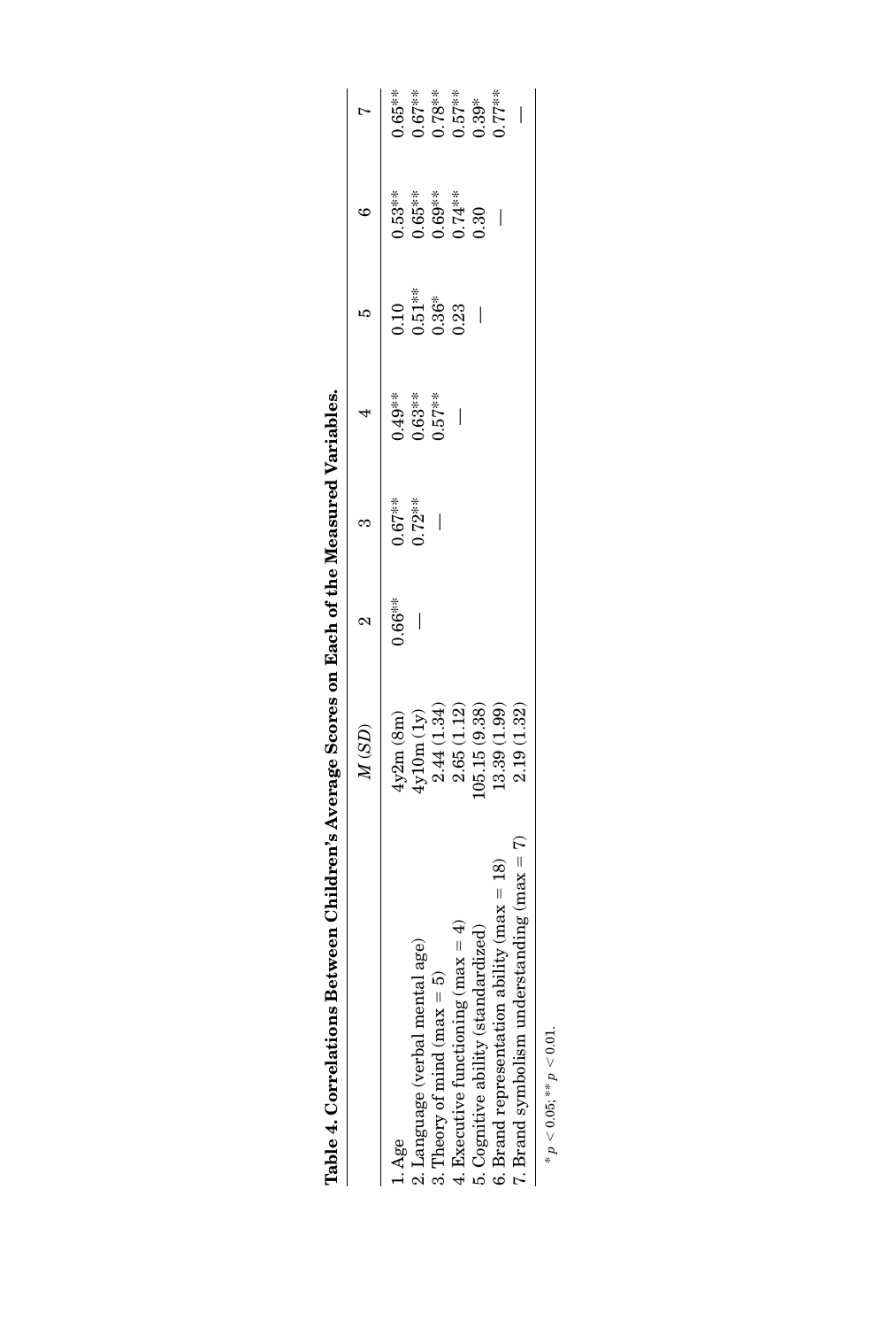**Table 4. Correlations Between Children's Average Scores on Each of the Measured Variables.**

| | *M* (*SD*) | 2 | 3 | 4 | 5 | 6 | 7 |
|---|---|---|---|---|---|---|---|
| 1. Age | 4y2m (8m) | 0.66** | 0.67** | 0.49** | 0.10 | 0.53** | 0.65** |
| 2. Language (verbal mental age) | 4y10m (1y) | — | 0.72** | 0.63** | 0.51** | 0.65** | 0.67** |
| 3. Theory of mind (max = 5) | 2.44 (1.34) | | — | 0.57** | 0.36* | 0.69** | 0.78** |
| 4. Executive functioning (max = 4) | 2.65 (1.12) | | | — | 0.23 | 0.74** | 0.57** |
| 5. Cognitive ability (standardized) | 105.15 (9.38) | | | | — | 0.30 | 0.39* |
| 6. Brand representation ability (max = 18) | 13.39 (1.99) | | | | | — | 0.77** |
| 7. Brand symbolism understanding (max = 7) | 2.19 (1.32) | | | | | | — |

* $p < 0.05$; ** $p < 0.01$.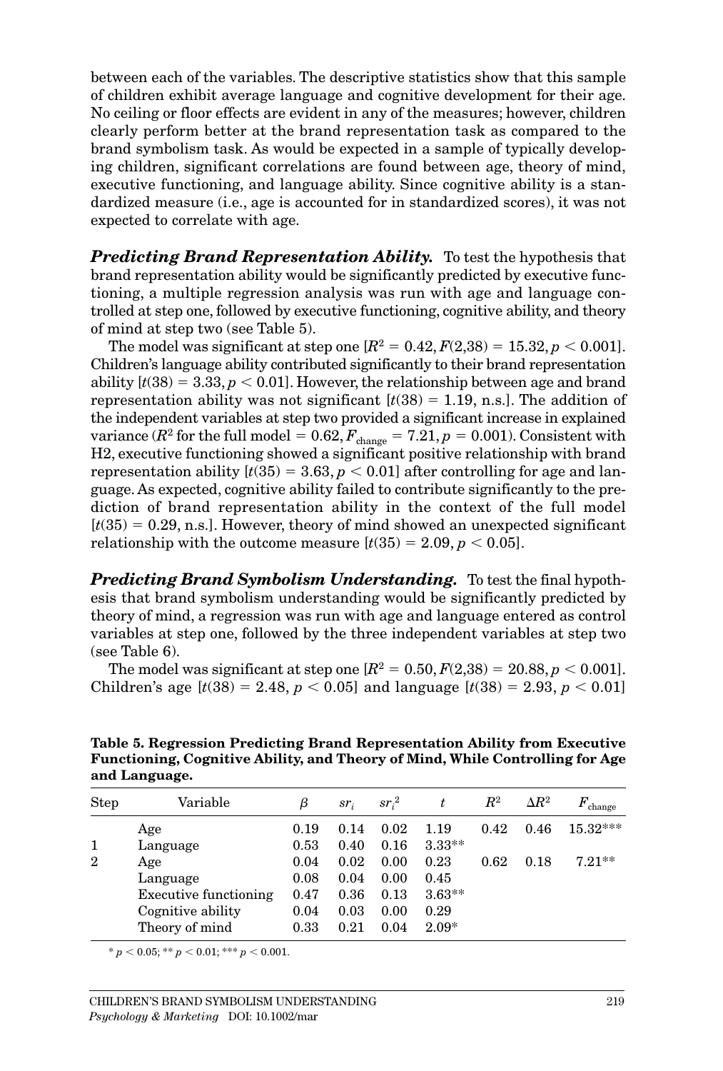between each of the variables. The descriptive statistics show that this sample of children exhibit average language and cognitive development for their age. No ceiling or floor effects are evident in any of the measures; however, children clearly perform better at the brand representation task as compared to the brand symbolism task. As would be expected in a sample of typically developing children, significant correlations are found between age, theory of mind, executive functioning, and language ability. Since cognitive ability is a standardized measure (i.e., age is accounted for in standardized scores), it was not expected to correlate with age.

***Predicting Brand Representation Ability.*** To test the hypothesis that brand representation ability would be significantly predicted by executive functioning, a multiple regression analysis was run with age and language controlled at step one, followed by executive functioning, cognitive ability, and theory of mind at step two (see Table 5).

The model was significant at step one [$R^2 = 0.42, F(2,38) = 15.32, p < 0.001$]. Children's language ability contributed significantly to their brand representation ability [$t(38) = 3.33, p < 0.01$]. However, the relationship between age and brand representation ability was not significant [$t(38) = 1.19$, n.s.]. The addition of the independent variables at step two provided a significant increase in explained variance ($R^2$ for the full model $= 0.62, F_{\text{change}} = 7.21, p = 0.001$). Consistent with H2, executive functioning showed a significant positive relationship with brand representation ability [$t(35) = 3.63, p < 0.01$] after controlling for age and language. As expected, cognitive ability failed to contribute significantly to the prediction of brand representation ability in the context of the full model [$t(35) = 0.29$, n.s.]. However, theory of mind showed an unexpected significant relationship with the outcome measure [$t(35) = 2.09, p < 0.05$].

***Predicting Brand Symbolism Understanding.*** To test the final hypothesis that brand symbolism understanding would be significantly predicted by theory of mind, a regression was run with age and language entered as control variables at step one, followed by the three independent variables at step two (see Table 6).

The model was significant at step one [$R^2 = 0.50, F(2,38) = 20.88, p < 0.001$]. Children's age [$t(38) = 2.48, p < 0.05$] and language [$t(38) = 2.93, p < 0.01$]

**Table 5. Regression Predicting Brand Representation Ability from Executive Functioning, Cognitive Ability, and Theory of Mind, While Controlling for Age and Language.**

| Step | Variable | $\beta$ | $sr_i$ | $sr_i^2$ | $t$ | $R^2$ | $\Delta R^2$ | $F_{\text{change}}$ |
|---|---|---|---|---|---|---|---|---|
| 1 | Age | 0.19 | 0.14 | 0.02 | 1.19 | 0.42 | 0.46 | 15.32*** |
| | Language | 0.53 | 0.40 | 0.16 | 3.33** | | | |
| 2 | Age | 0.04 | 0.02 | 0.00 | 0.23 | 0.62 | 0.18 | 7.21** |
| | Language | 0.08 | 0.04 | 0.00 | 0.45 | | | |
| | Executive functioning | 0.47 | 0.36 | 0.13 | 3.63** | | | |
| | Cognitive ability | 0.04 | 0.03 | 0.00 | 0.29 | | | |
| | Theory of mind | 0.33 | 0.21 | 0.04 | 2.09* | | | |

* $p < 0.05$; ** $p < 0.01$; *** $p < 0.001$.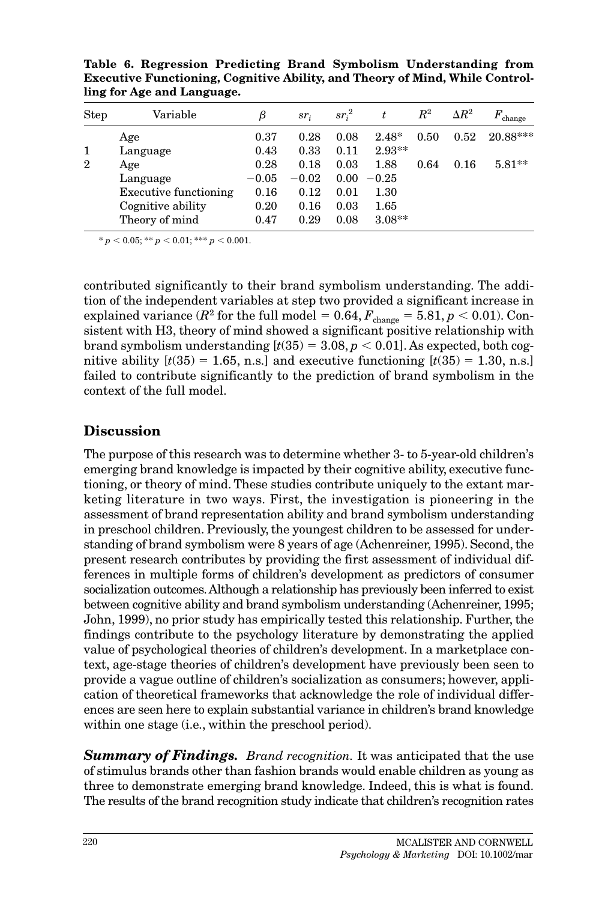**Table 6. Regression Predicting Brand Symbolism Understanding from Executive Functioning, Cognitive Ability, and Theory of Mind, While Controlling for Age and Language.**

| Step | Variable | $\beta$ | $sr_i$ | $sr_i^2$ | $t$ | $R^2$ | $\Delta R^2$ | $F_{change}$ |
|---|---|---|---|---|---|---|---|---|
| | Age | 0.37 | 0.28 | 0.08 | 2.48* | 0.50 | 0.52 | 20.88*** |
| 1 | Language | 0.43 | 0.33 | 0.11 | 2.93** | | | |
| 2 | Age | 0.28 | 0.18 | 0.03 | 1.88 | 0.64 | 0.16 | 5.81** |
| | Language | −0.05 | −0.02 | 0.00 | −0.25 | | | |
| | Executive functioning | 0.16 | 0.12 | 0.01 | 1.30 | | | |
| | Cognitive ability | 0.20 | 0.16 | 0.03 | 1.65 | | | |
| | Theory of mind | 0.47 | 0.29 | 0.08 | 3.08** | | | |

* $p < 0.05$; ** $p < 0.01$; *** $p < 0.001$.

contributed significantly to their brand symbolism understanding. The addition of the independent variables at step two provided a significant increase in explained variance ($R^2$ for the full model = 0.64, $F_{change} = 5.81$, $p < 0.01$). Consistent with H3, theory of mind showed a significant positive relationship with brand symbolism understanding [$t(35) = 3.08$, $p < 0.01$]. As expected, both cognitive ability [$t(35) = 1.65$, n.s.] and executive functioning [$t(35) = 1.30$, n.s.] failed to contribute significantly to the prediction of brand symbolism in the context of the full model.

## Discussion

The purpose of this research was to determine whether 3- to 5-year-old children's emerging brand knowledge is impacted by their cognitive ability, executive functioning, or theory of mind. These studies contribute uniquely to the extant marketing literature in two ways. First, the investigation is pioneering in the assessment of brand representation ability and brand symbolism understanding in preschool children. Previously, the youngest children to be assessed for understanding of brand symbolism were 8 years of age (Achenreiner, 1995). Second, the present research contributes by providing the first assessment of individual differences in multiple forms of children's development as predictors of consumer socialization outcomes. Although a relationship has previously been inferred to exist between cognitive ability and brand symbolism understanding (Achenreiner, 1995; John, 1999), no prior study has empirically tested this relationship. Further, the findings contribute to the psychology literature by demonstrating the applied value of psychological theories of children's development. In a marketplace context, age-stage theories of children's development have previously been seen to provide a vague outline of children's socialization as consumers; however, application of theoretical frameworks that acknowledge the role of individual differences are seen here to explain substantial variance in children's brand knowledge within one stage (i.e., within the preschool period).

***Summary of Findings.*** *Brand recognition.* It was anticipated that the use of stimulus brands other than fashion brands would enable children as young as three to demonstrate emerging brand knowledge. Indeed, this is what is found. The results of the brand recognition study indicate that children's recognition rates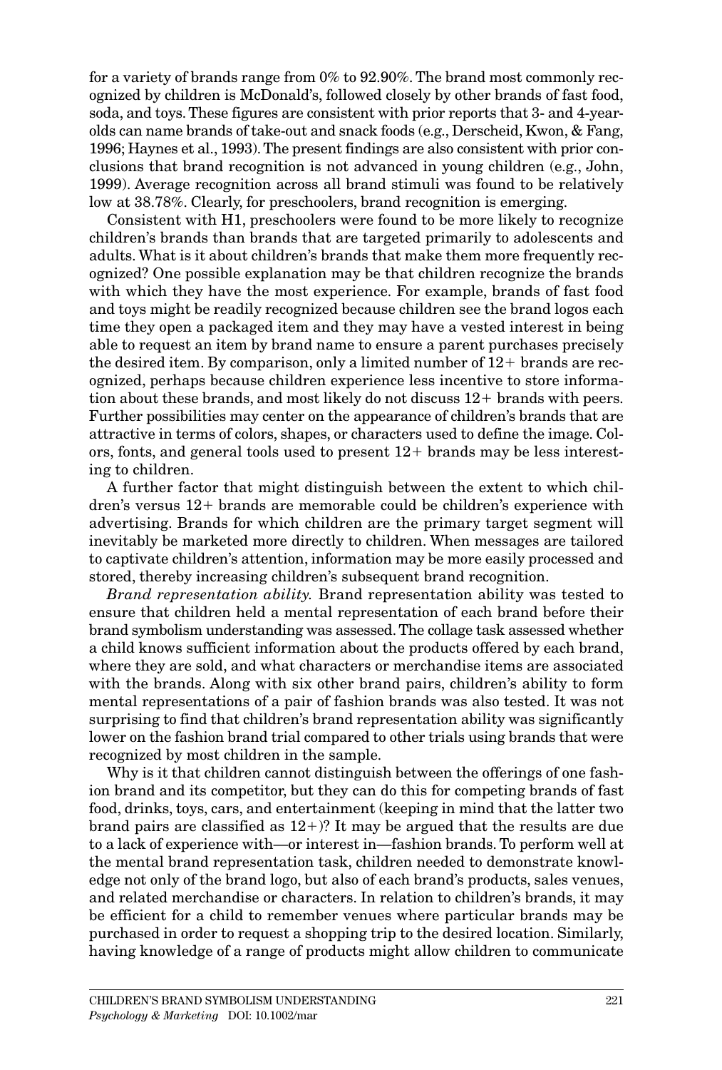for a variety of brands range from 0% to 92.90%. The brand most commonly recognized by children is McDonald's, followed closely by other brands of fast food, soda, and toys. These figures are consistent with prior reports that 3- and 4-year-olds can name brands of take-out and snack foods (e.g., Derscheid, Kwon, & Fang, 1996; Haynes et al., 1993). The present findings are also consistent with prior conclusions that brand recognition is not advanced in young children (e.g., John, 1999). Average recognition across all brand stimuli was found to be relatively low at 38.78%. Clearly, for preschoolers, brand recognition is emerging.

Consistent with H1, preschoolers were found to be more likely to recognize children's brands than brands that are targeted primarily to adolescents and adults. What is it about children's brands that make them more frequently recognized? One possible explanation may be that children recognize the brands with which they have the most experience. For example, brands of fast food and toys might be readily recognized because children see the brand logos each time they open a packaged item and they may have a vested interest in being able to request an item by brand name to ensure a parent purchases precisely the desired item. By comparison, only a limited number of 12+ brands are recognized, perhaps because children experience less incentive to store information about these brands, and most likely do not discuss 12+ brands with peers. Further possibilities may center on the appearance of children's brands that are attractive in terms of colors, shapes, or characters used to define the image. Colors, fonts, and general tools used to present 12+ brands may be less interesting to children.

A further factor that might distinguish between the extent to which children's versus 12+ brands are memorable could be children's experience with advertising. Brands for which children are the primary target segment will inevitably be marketed more directly to children. When messages are tailored to captivate children's attention, information may be more easily processed and stored, thereby increasing children's subsequent brand recognition.

*Brand representation ability.* Brand representation ability was tested to ensure that children held a mental representation of each brand before their brand symbolism understanding was assessed. The collage task assessed whether a child knows sufficient information about the products offered by each brand, where they are sold, and what characters or merchandise items are associated with the brands. Along with six other brand pairs, children's ability to form mental representations of a pair of fashion brands was also tested. It was not surprising to find that children's brand representation ability was significantly lower on the fashion brand trial compared to other trials using brands that were recognized by most children in the sample.

Why is it that children cannot distinguish between the offerings of one fashion brand and its competitor, but they can do this for competing brands of fast food, drinks, toys, cars, and entertainment (keeping in mind that the latter two brand pairs are classified as 12+)? It may be argued that the results are due to a lack of experience with—or interest in—fashion brands. To perform well at the mental brand representation task, children needed to demonstrate knowledge not only of the brand logo, but also of each brand's products, sales venues, and related merchandise or characters. In relation to children's brands, it may be efficient for a child to remember venues where particular brands may be purchased in order to request a shopping trip to the desired location. Similarly, having knowledge of a range of products might allow children to communicate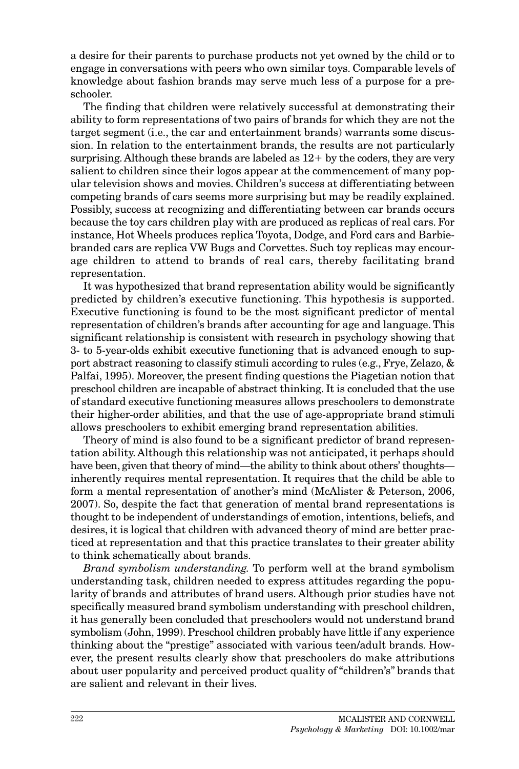a desire for their parents to purchase products not yet owned by the child or to engage in conversations with peers who own similar toys. Comparable levels of knowledge about fashion brands may serve much less of a purpose for a preschooler.

The finding that children were relatively successful at demonstrating their ability to form representations of two pairs of brands for which they are not the target segment (i.e., the car and entertainment brands) warrants some discussion. In relation to the entertainment brands, the results are not particularly surprising. Although these brands are labeled as 12+ by the coders, they are very salient to children since their logos appear at the commencement of many popular television shows and movies. Children's success at differentiating between competing brands of cars seems more surprising but may be readily explained. Possibly, success at recognizing and differentiating between car brands occurs because the toy cars children play with are produced as replicas of real cars. For instance, Hot Wheels produces replica Toyota, Dodge, and Ford cars and Barbie-branded cars are replica VW Bugs and Corvettes. Such toy replicas may encourage children to attend to brands of real cars, thereby facilitating brand representation.

It was hypothesized that brand representation ability would be significantly predicted by children's executive functioning. This hypothesis is supported. Executive functioning is found to be the most significant predictor of mental representation of children's brands after accounting for age and language. This significant relationship is consistent with research in psychology showing that 3- to 5-year-olds exhibit executive functioning that is advanced enough to support abstract reasoning to classify stimuli according to rules (e.g., Frye, Zelazo, & Palfai, 1995). Moreover, the present finding questions the Piagetian notion that preschool children are incapable of abstract thinking. It is concluded that the use of standard executive functioning measures allows preschoolers to demonstrate their higher-order abilities, and that the use of age-appropriate brand stimuli allows preschoolers to exhibit emerging brand representation abilities.

Theory of mind is also found to be a significant predictor of brand representation ability. Although this relationship was not anticipated, it perhaps should have been, given that theory of mind—the ability to think about others' thoughts—inherently requires mental representation. It requires that the child be able to form a mental representation of another's mind (McAlister & Peterson, 2006, 2007). So, despite the fact that generation of mental brand representations is thought to be independent of understandings of emotion, intentions, beliefs, and desires, it is logical that children with advanced theory of mind are better practiced at representation and that this practice translates to their greater ability to think schematically about brands.

*Brand symbolism understanding.* To perform well at the brand symbolism understanding task, children needed to express attitudes regarding the popularity of brands and attributes of brand users. Although prior studies have not specifically measured brand symbolism understanding with preschool children, it has generally been concluded that preschoolers would not understand brand symbolism (John, 1999). Preschool children probably have little if any experience thinking about the "prestige" associated with various teen/adult brands. However, the present results clearly show that preschoolers do make attributions about user popularity and perceived product quality of "children's" brands that are salient and relevant in their lives.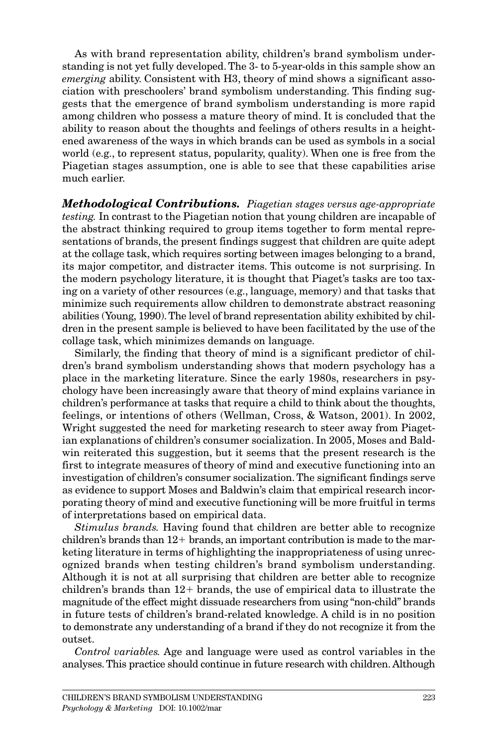As with brand representation ability, children's brand symbolism understanding is not yet fully developed. The 3- to 5-year-olds in this sample show an *emerging* ability. Consistent with H3, theory of mind shows a significant association with preschoolers' brand symbolism understanding. This finding suggests that the emergence of brand symbolism understanding is more rapid among children who possess a mature theory of mind. It is concluded that the ability to reason about the thoughts and feelings of others results in a heightened awareness of the ways in which brands can be used as symbols in a social world (e.g., to represent status, popularity, quality). When one is free from the Piagetian stages assumption, one is able to see that these capabilities arise much earlier.

***Methodological Contributions.*** *Piagetian stages versus age-appropriate testing.* In contrast to the Piagetian notion that young children are incapable of the abstract thinking required to group items together to form mental representations of brands, the present findings suggest that children are quite adept at the collage task, which requires sorting between images belonging to a brand, its major competitor, and distracter items. This outcome is not surprising. In the modern psychology literature, it is thought that Piaget's tasks are too taxing on a variety of other resources (e.g., language, memory) and that tasks that minimize such requirements allow children to demonstrate abstract reasoning abilities (Young, 1990). The level of brand representation ability exhibited by children in the present sample is believed to have been facilitated by the use of the collage task, which minimizes demands on language.

Similarly, the finding that theory of mind is a significant predictor of children's brand symbolism understanding shows that modern psychology has a place in the marketing literature. Since the early 1980s, researchers in psychology have been increasingly aware that theory of mind explains variance in children's performance at tasks that require a child to think about the thoughts, feelings, or intentions of others (Wellman, Cross, & Watson, 2001). In 2002, Wright suggested the need for marketing research to steer away from Piagetian explanations of children's consumer socialization. In 2005, Moses and Baldwin reiterated this suggestion, but it seems that the present research is the first to integrate measures of theory of mind and executive functioning into an investigation of children's consumer socialization. The significant findings serve as evidence to support Moses and Baldwin's claim that empirical research incorporating theory of mind and executive functioning will be more fruitful in terms of interpretations based on empirical data.

*Stimulus brands.* Having found that children are better able to recognize children's brands than 12+ brands, an important contribution is made to the marketing literature in terms of highlighting the inappropriateness of using unrecognized brands when testing children's brand symbolism understanding. Although it is not at all surprising that children are better able to recognize children's brands than 12+ brands, the use of empirical data to illustrate the magnitude of the effect might dissuade researchers from using "non-child" brands in future tests of children's brand-related knowledge. A child is in no position to demonstrate any understanding of a brand if they do not recognize it from the outset.

*Control variables.* Age and language were used as control variables in the analyses. This practice should continue in future research with children. Although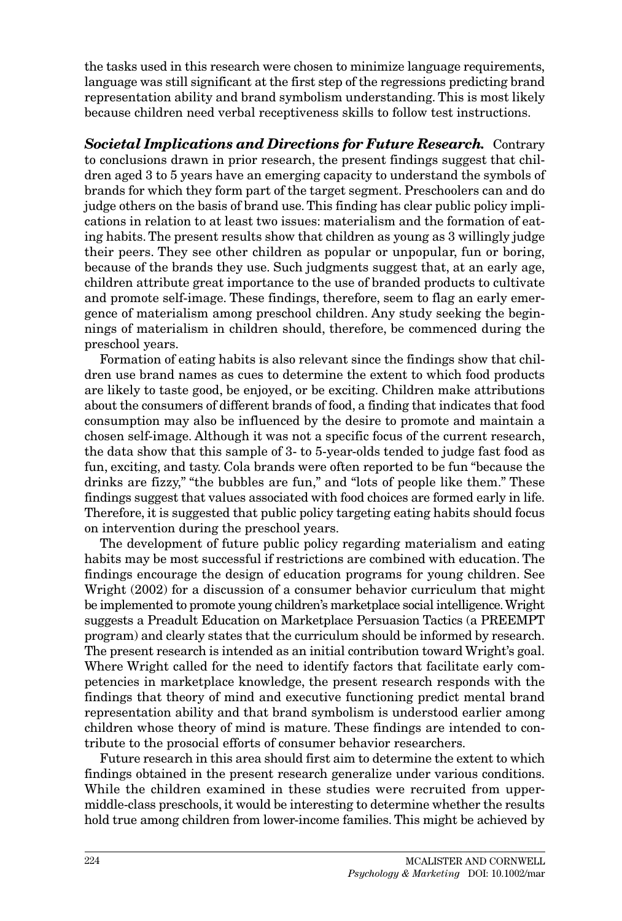the tasks used in this research were chosen to minimize language requirements, language was still significant at the first step of the regressions predicting brand representation ability and brand symbolism understanding. This is most likely because children need verbal receptiveness skills to follow test instructions.

***Societal Implications and Directions for Future Research.*** Contrary to conclusions drawn in prior research, the present findings suggest that children aged 3 to 5 years have an emerging capacity to understand the symbols of brands for which they form part of the target segment. Preschoolers can and do judge others on the basis of brand use. This finding has clear public policy implications in relation to at least two issues: materialism and the formation of eating habits. The present results show that children as young as 3 willingly judge their peers. They see other children as popular or unpopular, fun or boring, because of the brands they use. Such judgments suggest that, at an early age, children attribute great importance to the use of branded products to cultivate and promote self-image. These findings, therefore, seem to flag an early emergence of materialism among preschool children. Any study seeking the beginnings of materialism in children should, therefore, be commenced during the preschool years.

Formation of eating habits is also relevant since the findings show that children use brand names as cues to determine the extent to which food products are likely to taste good, be enjoyed, or be exciting. Children make attributions about the consumers of different brands of food, a finding that indicates that food consumption may also be influenced by the desire to promote and maintain a chosen self-image. Although it was not a specific focus of the current research, the data show that this sample of 3- to 5-year-olds tended to judge fast food as fun, exciting, and tasty. Cola brands were often reported to be fun "because the drinks are fizzy," "the bubbles are fun," and "lots of people like them." These findings suggest that values associated with food choices are formed early in life. Therefore, it is suggested that public policy targeting eating habits should focus on intervention during the preschool years.

The development of future public policy regarding materialism and eating habits may be most successful if restrictions are combined with education. The findings encourage the design of education programs for young children. See Wright (2002) for a discussion of a consumer behavior curriculum that might be implemented to promote young children's marketplace social intelligence. Wright suggests a Preadult Education on Marketplace Persuasion Tactics (a PREEMPT program) and clearly states that the curriculum should be informed by research. The present research is intended as an initial contribution toward Wright's goal. Where Wright called for the need to identify factors that facilitate early competencies in marketplace knowledge, the present research responds with the findings that theory of mind and executive functioning predict mental brand representation ability and that brand symbolism is understood earlier among children whose theory of mind is mature. These findings are intended to contribute to the prosocial efforts of consumer behavior researchers.

Future research in this area should first aim to determine the extent to which findings obtained in the present research generalize under various conditions. While the children examined in these studies were recruited from upper-middle-class preschools, it would be interesting to determine whether the results hold true among children from lower-income families. This might be achieved by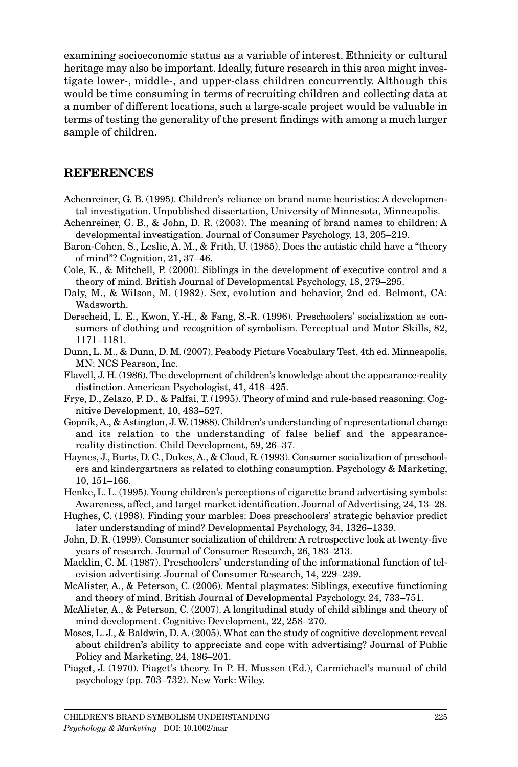examining socioeconomic status as a variable of interest. Ethnicity or cultural heritage may also be important. Ideally, future research in this area might investigate lower-, middle-, and upper-class children concurrently. Although this would be time consuming in terms of recruiting children and collecting data at a number of different locations, such a large-scale project would be valuable in terms of testing the generality of the present findings with among a much larger sample of children.

## REFERENCES

Achenreiner, G. B. (1995). Children's reliance on brand name heuristics: A developmental investigation. Unpublished dissertation, University of Minnesota, Minneapolis.

Achenreiner, G. B., & John, D. R. (2003). The meaning of brand names to children: A developmental investigation. Journal of Consumer Psychology, 13, 205–219.

Baron-Cohen, S., Leslie, A. M., & Frith, U. (1985). Does the autistic child have a "theory of mind"? Cognition, 21, 37–46.

Cole, K., & Mitchell, P. (2000). Siblings in the development of executive control and a theory of mind. British Journal of Developmental Psychology, 18, 279–295.

Daly, M., & Wilson, M. (1982). Sex, evolution and behavior, 2nd ed. Belmont, CA: Wadsworth.

Derscheid, L. E., Kwon, Y.-H., & Fang, S.-R. (1996). Preschoolers' socialization as consumers of clothing and recognition of symbolism. Perceptual and Motor Skills, 82, 1171–1181.

Dunn, L. M., & Dunn, D. M. (2007). Peabody Picture Vocabulary Test, 4th ed. Minneapolis, MN: NCS Pearson, Inc.

Flavell, J. H. (1986). The development of children's knowledge about the appearance-reality distinction. American Psychologist, 41, 418–425.

Frye, D., Zelazo, P. D., & Palfai, T. (1995). Theory of mind and rule-based reasoning. Cognitive Development, 10, 483–527.

Gopnik, A., & Astington, J. W. (1988). Children's understanding of representational change and its relation to the understanding of false belief and the appearance-reality distinction. Child Development, 59, 26–37.

Haynes, J., Burts, D. C., Dukes, A., & Cloud, R. (1993). Consumer socialization of preschoolers and kindergartners as related to clothing consumption. Psychology & Marketing, 10, 151–166.

Henke, L. L. (1995). Young children's perceptions of cigarette brand advertising symbols: Awareness, affect, and target market identification. Journal of Advertising, 24, 13–28.

Hughes, C. (1998). Finding your marbles: Does preschoolers' strategic behavior predict later understanding of mind? Developmental Psychology, 34, 1326–1339.

John, D. R. (1999). Consumer socialization of children: A retrospective look at twenty-five years of research. Journal of Consumer Research, 26, 183–213.

Macklin, C. M. (1987). Preschoolers' understanding of the informational function of television advertising. Journal of Consumer Research, 14, 229–239.

McAlister, A., & Peterson, C. (2006). Mental playmates: Siblings, executive functioning and theory of mind. British Journal of Developmental Psychology, 24, 733–751.

McAlister, A., & Peterson, C. (2007). A longitudinal study of child siblings and theory of mind development. Cognitive Development, 22, 258–270.

Moses, L. J., & Baldwin, D. A. (2005). What can the study of cognitive development reveal about children's ability to appreciate and cope with advertising? Journal of Public Policy and Marketing, 24, 186–201.

Piaget, J. (1970). Piaget's theory. In P. H. Mussen (Ed.), Carmichael's manual of child psychology (pp. 703–732). New York: Wiley.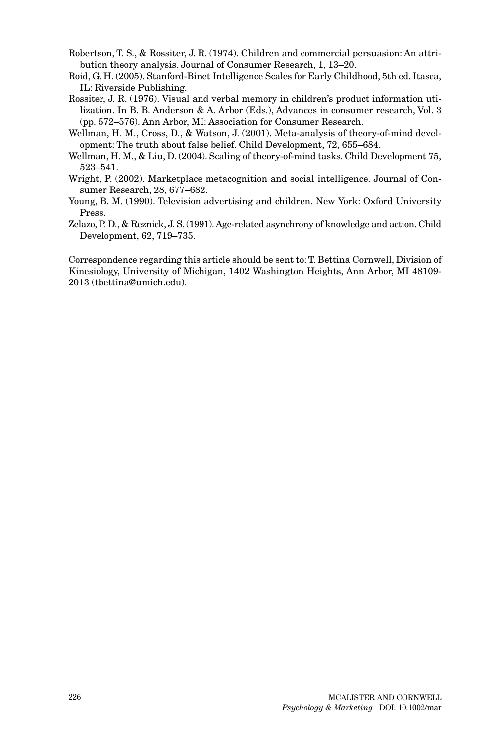Robertson, T. S., & Rossiter, J. R. (1974). Children and commercial persuasion: An attribution theory analysis. Journal of Consumer Research, 1, 13–20.

Roid, G. H. (2005). Stanford-Binet Intelligence Scales for Early Childhood, 5th ed. Itasca, IL: Riverside Publishing.

Rossiter, J. R. (1976). Visual and verbal memory in children's product information utilization. In B. B. Anderson & A. Arbor (Eds.), Advances in consumer research, Vol. 3 (pp. 572–576). Ann Arbor, MI: Association for Consumer Research.

Wellman, H. M., Cross, D., & Watson, J. (2001). Meta-analysis of theory-of-mind development: The truth about false belief. Child Development, 72, 655–684.

Wellman, H. M., & Liu, D. (2004). Scaling of theory-of-mind tasks. Child Development 75, 523–541.

Wright, P. (2002). Marketplace metacognition and social intelligence. Journal of Consumer Research, 28, 677–682.

Young, B. M. (1990). Television advertising and children. New York: Oxford University Press.

Zelazo, P. D., & Reznick, J. S. (1991). Age-related asynchrony of knowledge and action. Child Development, 62, 719–735.

Correspondence regarding this article should be sent to: T. Bettina Cornwell, Division of Kinesiology, University of Michigan, 1402 Washington Heights, Ann Arbor, MI 48109-2013 (tbettina@umich.edu).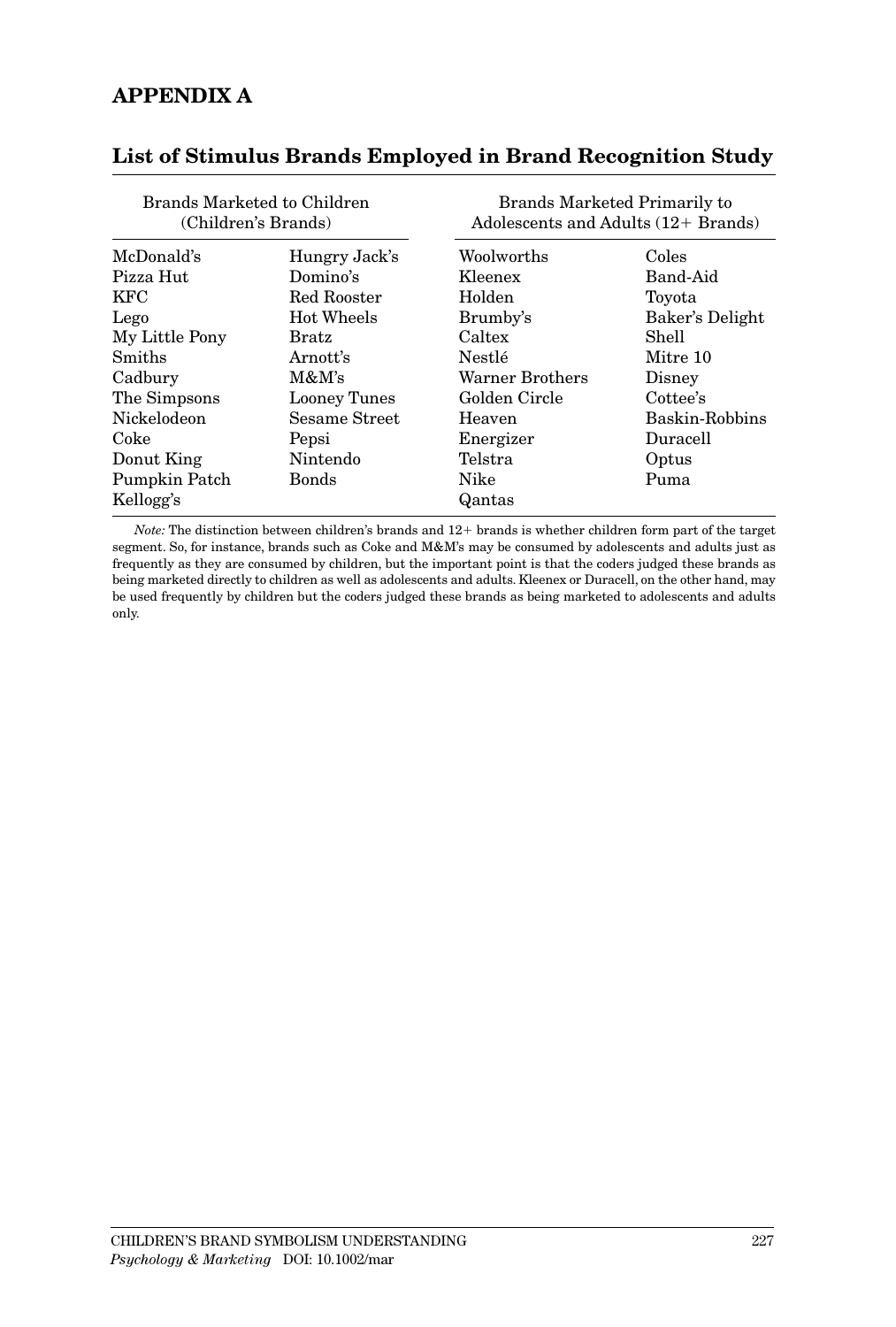## APPENDIX A

### List of Stimulus Brands Employed in Brand Recognition Study

| Brands Marketed to Children (Children's Brands) | | Brands Marketed Primarily to Adolescents and Adults (12+ Brands) | |
|---|---|---|---|
| McDonald's | Hungry Jack's | Woolworths | Coles |
| Pizza Hut | Domino's | Kleenex | Band-Aid |
| KFC | Red Rooster | Holden | Toyota |
| Lego | Hot Wheels | Brumby's | Baker's Delight |
| My Little Pony | Bratz | Caltex | Shell |
| Smiths | Arnott's | Nestlé | Mitre 10 |
| Cadbury | M&M's | Warner Brothers | Disney |
| The Simpsons | Looney Tunes | Golden Circle | Cottee's |
| Nickelodeon | Sesame Street | Heaven | Baskin-Robbins |
| Coke | Pepsi | Energizer | Duracell |
| Donut King | Nintendo | Telstra | Optus |
| Pumpkin Patch | Bonds | Nike | Puma |
| Kellogg's | | Qantas | |

*Note:* The distinction between children's brands and 12+ brands is whether children form part of the target segment. So, for instance, brands such as Coke and M&M's may be consumed by adolescents and adults just as frequently as they are consumed by children, but the important point is that the coders judged these brands as being marketed directly to children as well as adolescents and adults. Kleenex or Duracell, on the other hand, may be used frequently by children but the coders judged these brands as being marketed to adolescents and adults only.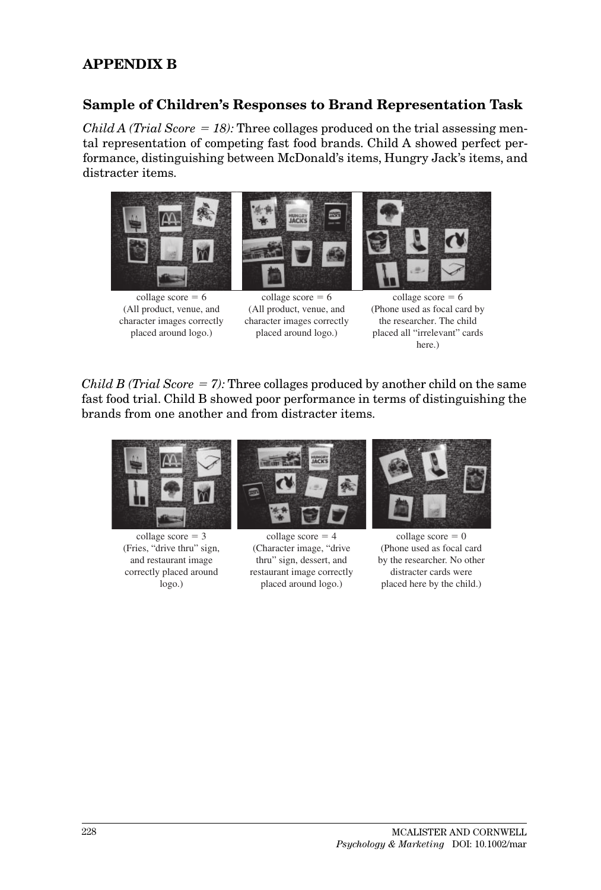## APPENDIX B

### Sample of Children's Responses to Brand Representation Task

*Child A (Trial Score = 18):* Three collages produced on the trial assessing mental representation of competing fast food brands. Child A showed perfect performance, distinguishing between McDonald's items, Hungry Jack's items, and distracter items.

collage score = 6
(All product, venue, and character images correctly placed around logo.)

collage score = 6
(All product, venue, and character images correctly placed around logo.)

collage score = 6
(Phone used as focal card by the researcher. The child placed all "irrelevant" cards here.)

*Child B (Trial Score = 7):* Three collages produced by another child on the same fast food trial. Child B showed poor performance in terms of distinguishing the brands from one another and from distracter items.

collage score = 3
(Fries, "drive thru" sign, and restaurant image correctly placed around logo.)

collage score = 4
(Character image, "drive thru" sign, dessert, and restaurant image correctly placed around logo.)

collage score = 0
(Phone used as focal card by the researcher. No other distracter cards were placed here by the child.)